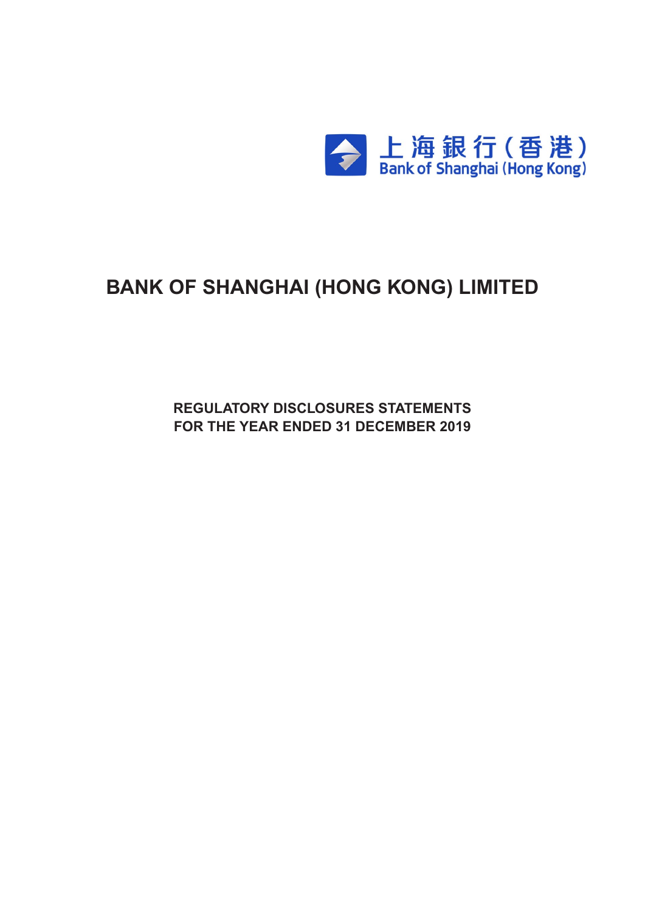上海銀行(香港)
Bank of Shanghai (Hong Kong)

# BANK OF SHANGHAI (HONG KONG) LIMITED

**REGULATORY DISCLOSURES STATEMENTS**
**FOR THE YEAR ENDED 31 DECEMBER 2019**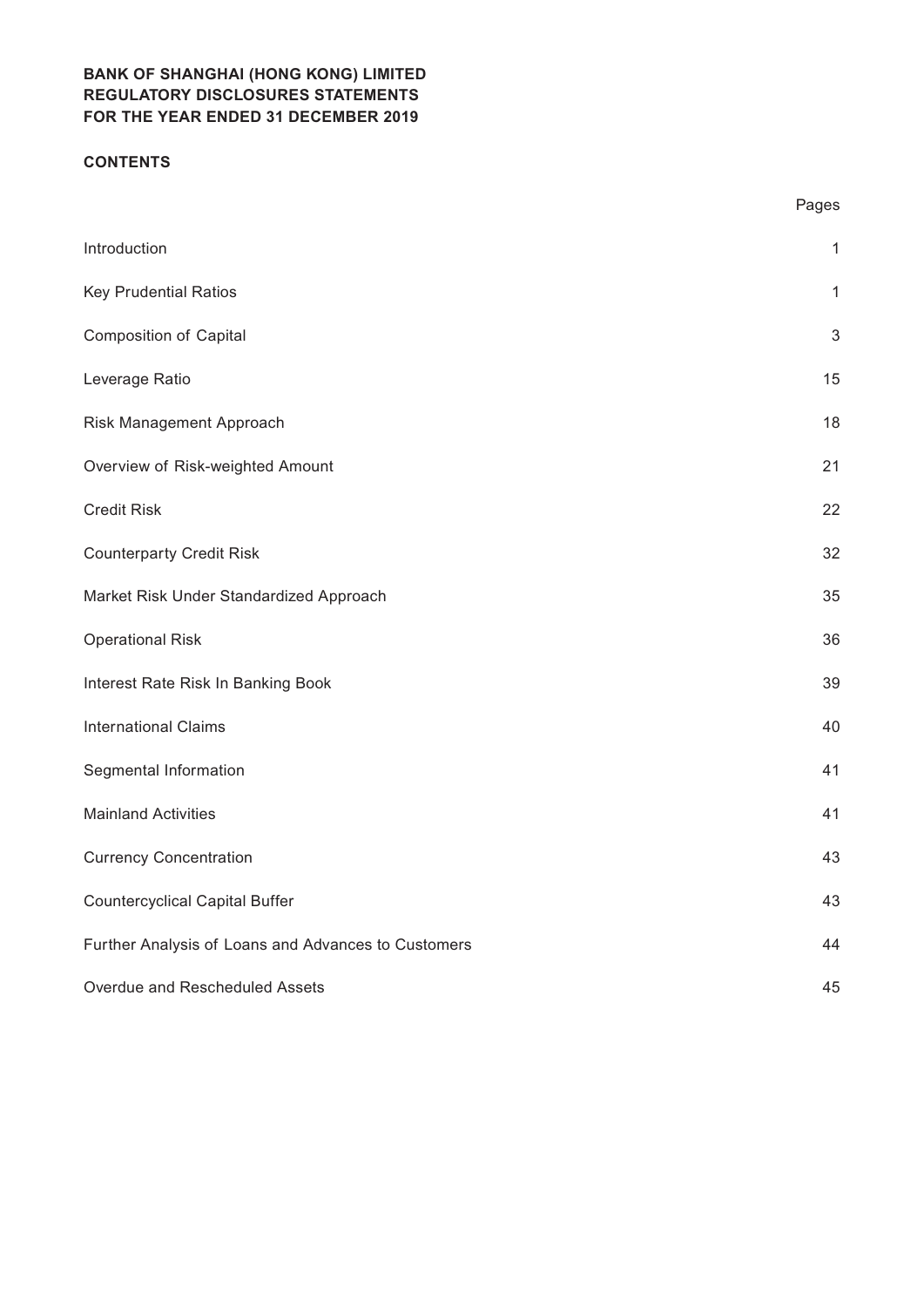**BANK OF SHANGHAI (HONG KONG) LIMITED**
**REGULATORY DISCLOSURES STATEMENTS**
**FOR THE YEAR ENDED 31 DECEMBER 2019**

**CONTENTS**

| | Pages |
|---|---|
| Introduction | 1 |
| Key Prudential Ratios | 1 |
| Composition of Capital | 3 |
| Leverage Ratio | 15 |
| Risk Management Approach | 18 |
| Overview of Risk-weighted Amount | 21 |
| Credit Risk | 22 |
| Counterparty Credit Risk | 32 |
| Market Risk Under Standardized Approach | 35 |
| Operational Risk | 36 |
| Interest Rate Risk In Banking Book | 39 |
| International Claims | 40 |
| Segmental Information | 41 |
| Mainland Activities | 41 |
| Currency Concentration | 43 |
| Countercyclical Capital Buffer | 43 |
| Further Analysis of Loans and Advances to Customers | 44 |
| Overdue and Rescheduled Assets | 45 |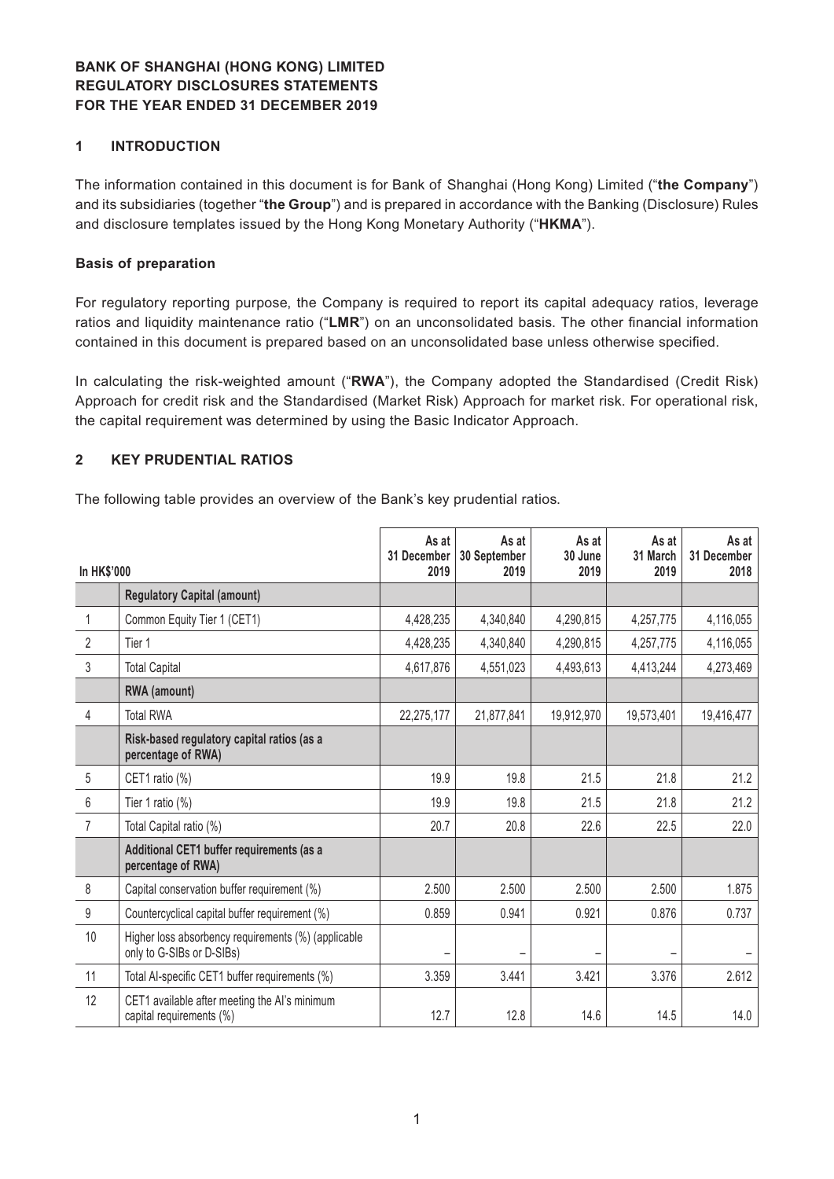**BANK OF SHANGHAI (HONG KONG) LIMITED**
**REGULATORY DISCLOSURES STATEMENTS**
**FOR THE YEAR ENDED 31 DECEMBER 2019**

## 1 INTRODUCTION

The information contained in this document is for Bank of Shanghai (Hong Kong) Limited ("**the Company**") and its subsidiaries (together "**the Group**") and is prepared in accordance with the Banking (Disclosure) Rules and disclosure templates issued by the Hong Kong Monetary Authority ("**HKMA**").

### Basis of preparation

For regulatory reporting purpose, the Company is required to report its capital adequacy ratios, leverage ratios and liquidity maintenance ratio ("**LMR**") on an unconsolidated basis. The other financial information contained in this document is prepared based on an unconsolidated base unless otherwise specified.

In calculating the risk-weighted amount ("**RWA**"), the Company adopted the Standardised (Credit Risk) Approach for credit risk and the Standardised (Market Risk) Approach for market risk. For operational risk, the capital requirement was determined by using the Basic Indicator Approach.

## 2 KEY PRUDENTIAL RATIOS

The following table provides an overview of the Bank's key prudential ratios.

| In HK$'000 | | As at 31 December 2019 | As at 30 September 2019 | As at 30 June 2019 | As at 31 March 2019 | As at 31 December 2018 |
|---|---|---|---|---|---|---|
| | **Regulatory Capital (amount)** | | | | | |
| 1 | Common Equity Tier 1 (CET1) | 4,428,235 | 4,340,840 | 4,290,815 | 4,257,775 | 4,116,055 |
| 2 | Tier 1 | 4,428,235 | 4,340,840 | 4,290,815 | 4,257,775 | 4,116,055 |
| 3 | Total Capital | 4,617,876 | 4,551,023 | 4,493,613 | 4,413,244 | 4,273,469 |
| | **RWA (amount)** | | | | | |
| 4 | Total RWA | 22,275,177 | 21,877,841 | 19,912,970 | 19,573,401 | 19,416,477 |
| | **Risk-based regulatory capital ratios (as a percentage of RWA)** | | | | | |
| 5 | CET1 ratio (%) | 19.9 | 19.8 | 21.5 | 21.8 | 21.2 |
| 6 | Tier 1 ratio (%) | 19.9 | 19.8 | 21.5 | 21.8 | 21.2 |
| 7 | Total Capital ratio (%) | 20.7 | 20.8 | 22.6 | 22.5 | 22.0 |
| | **Additional CET1 buffer requirements (as a percentage of RWA)** | | | | | |
| 8 | Capital conservation buffer requirement (%) | 2.500 | 2.500 | 2.500 | 2.500 | 1.875 |
| 9 | Countercyclical capital buffer requirement (%) | 0.859 | 0.941 | 0.921 | 0.876 | 0.737 |
| 10 | Higher loss absorbency requirements (%) (applicable only to G-SIBs or D-SIBs) | – | – | – | – | – |
| 11 | Total AI-specific CET1 buffer requirements (%) | 3.359 | 3.441 | 3.421 | 3.376 | 2.612 |
| 12 | CET1 available after meeting the AI's minimum capital requirements (%) | 12.7 | 12.8 | 14.6 | 14.5 | 14.0 |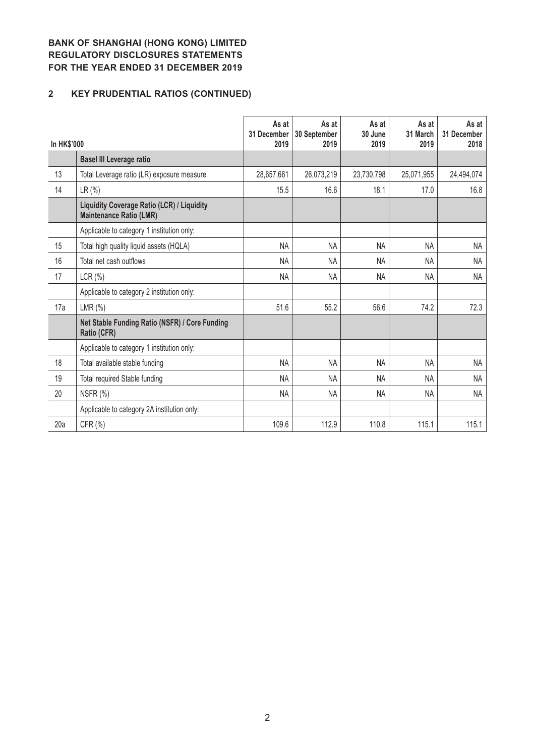**BANK OF SHANGHAI (HONG KONG) LIMITED**
**REGULATORY DISCLOSURES STATEMENTS**
**FOR THE YEAR ENDED 31 DECEMBER 2019**

## 2 KEY PRUDENTIAL RATIOS (CONTINUED)

| In HK$'000 | | As at 31 December 2019 | As at 30 September 2019 | As at 30 June 2019 | As at 31 March 2019 | As at 31 December 2018 |
|---|---|---|---|---|---|---|
| | **Basel III Leverage ratio** | | | | | |
| 13 | Total Leverage ratio (LR) exposure measure | 28,657,661 | 26,073,219 | 23,730,798 | 25,071,955 | 24,494,074 |
| 14 | LR (%) | 15.5 | 16.6 | 18.1 | 17.0 | 16.8 |
| | **Liquidity Coverage Ratio (LCR) / Liquidity Maintenance Ratio (LMR)** | | | | | |
| | Applicable to category 1 institution only: | | | | | |
| 15 | Total high quality liquid assets (HQLA) | NA | NA | NA | NA | NA |
| 16 | Total net cash outflows | NA | NA | NA | NA | NA |
| 17 | LCR (%) | NA | NA | NA | NA | NA |
| | Applicable to category 2 institution only: | | | | | |
| 17a | LMR (%) | 51.6 | 55.2 | 56.6 | 74.2 | 72.3 |
| | **Net Stable Funding Ratio (NSFR) / Core Funding Ratio (CFR)** | | | | | |
| | Applicable to category 1 institution only: | | | | | |
| 18 | Total available stable funding | NA | NA | NA | NA | NA |
| 19 | Total required Stable funding | NA | NA | NA | NA | NA |
| 20 | NSFR (%) | NA | NA | NA | NA | NA |
| | Applicable to category 2A institution only: | | | | | |
| 20a | CFR (%) | 109.6 | 112.9 | 110.8 | 115.1 | 115.1 |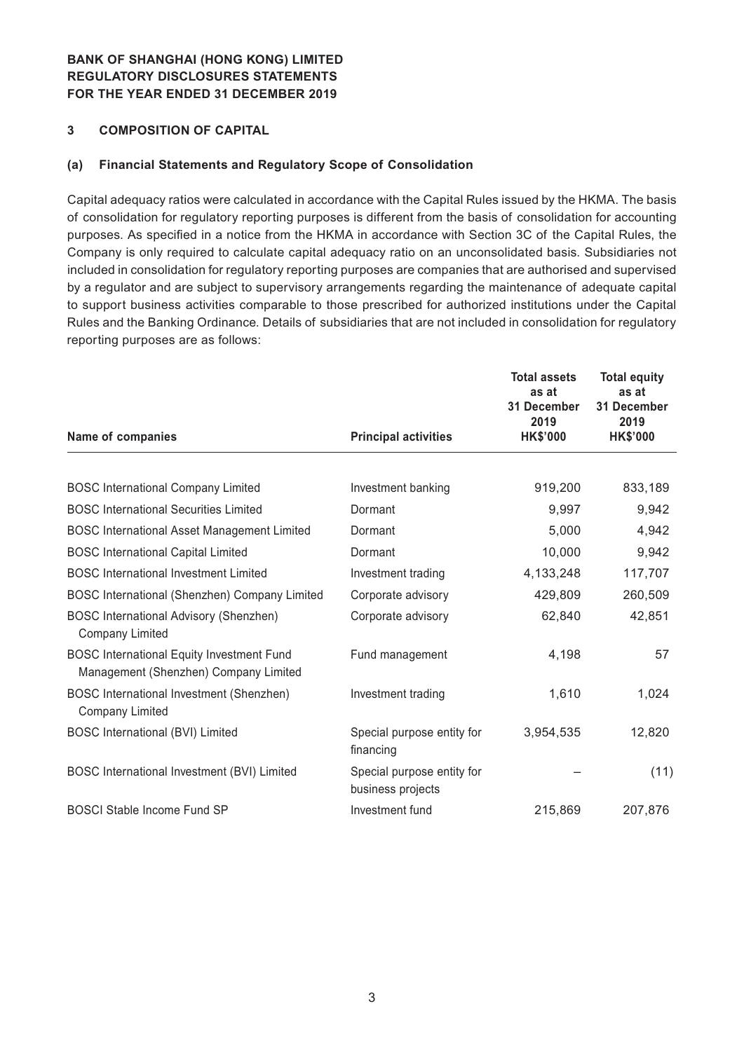**BANK OF SHANGHAI (HONG KONG) LIMITED**
**REGULATORY DISCLOSURES STATEMENTS**
**FOR THE YEAR ENDED 31 DECEMBER 2019**

## 3 COMPOSITION OF CAPITAL

### (a) Financial Statements and Regulatory Scope of Consolidation

Capital adequacy ratios were calculated in accordance with the Capital Rules issued by the HKMA. The basis of consolidation for regulatory reporting purposes is different from the basis of consolidation for accounting purposes. As specified in a notice from the HKMA in accordance with Section 3C of the Capital Rules, the Company is only required to calculate capital adequacy ratio on an unconsolidated basis. Subsidiaries not included in consolidation for regulatory reporting purposes are companies that are authorised and supervised by a regulator and are subject to supervisory arrangements regarding the maintenance of adequate capital to support business activities comparable to those prescribed for authorized institutions under the Capital Rules and the Banking Ordinance. Details of subsidiaries that are not included in consolidation for regulatory reporting purposes are as follows:

| Name of companies | Principal activities | Total assets as at 31 December 2019 HK$'000 | Total equity as at 31 December 2019 HK$'000 |
|---|---|---|---|
| BOSC International Company Limited | Investment banking | 919,200 | 833,189 |
| BOSC International Securities Limited | Dormant | 9,997 | 9,942 |
| BOSC International Asset Management Limited | Dormant | 5,000 | 4,942 |
| BOSC International Capital Limited | Dormant | 10,000 | 9,942 |
| BOSC International Investment Limited | Investment trading | 4,133,248 | 117,707 |
| BOSC International (Shenzhen) Company Limited | Corporate advisory | 429,809 | 260,509 |
| BOSC International Advisory (Shenzhen) Company Limited | Corporate advisory | 62,840 | 42,851 |
| BOSC International Equity Investment Fund Management (Shenzhen) Company Limited | Fund management | 4,198 | 57 |
| BOSC International Investment (Shenzhen) Company Limited | Investment trading | 1,610 | 1,024 |
| BOSC International (BVI) Limited | Special purpose entity for financing | 3,954,535 | 12,820 |
| BOSC International Investment (BVI) Limited | Special purpose entity for business projects | – | (11) |
| BOSCI Stable Income Fund SP | Investment fund | 215,869 | 207,876 |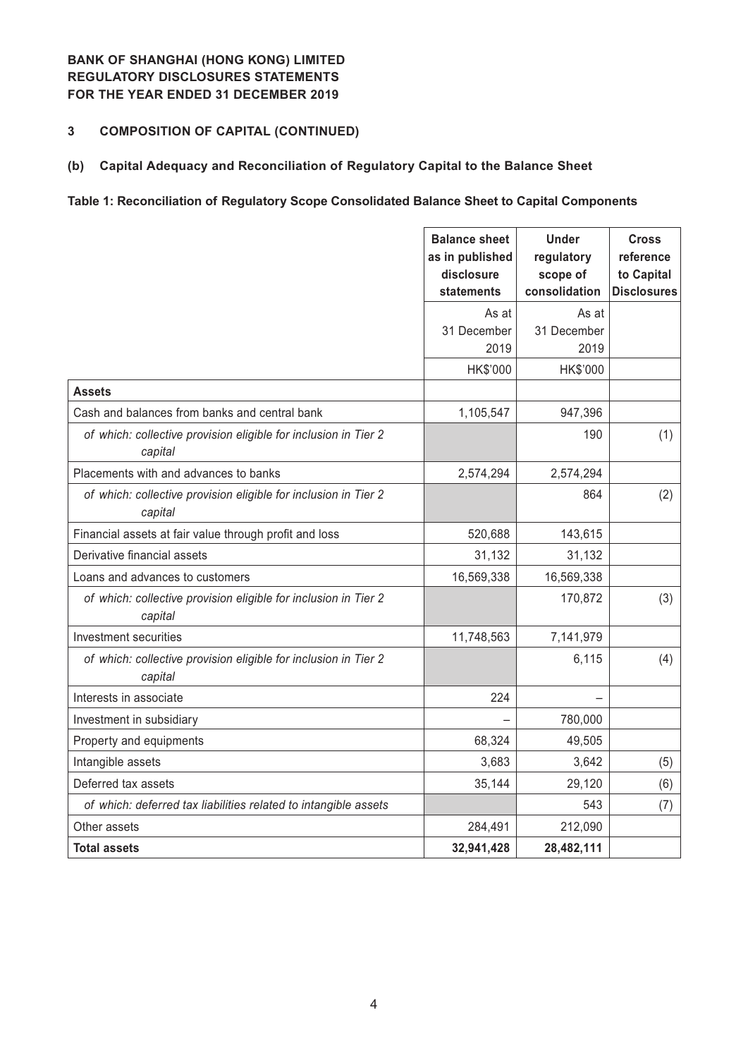**BANK OF SHANGHAI (HONG KONG) LIMITED**
**REGULATORY DISCLOSURES STATEMENTS**
**FOR THE YEAR ENDED 31 DECEMBER 2019**

## 3 COMPOSITION OF CAPITAL (CONTINUED)

### (b) Capital Adequacy and Reconciliation of Regulatory Capital to the Balance Sheet

**Table 1: Reconciliation of Regulatory Scope Consolidated Balance Sheet to Capital Components**

| | Balance sheet as in published disclosure statements | Under regulatory scope of consolidation | Cross reference to Capital Disclosures |
|---|---|---|---|
| | As at 31 December 2019 | As at 31 December 2019 | |
| | HK$'000 | HK$'000 | |
| **Assets** | | | |
| Cash and balances from banks and central bank | 1,105,547 | 947,396 | |
| *of which: collective provision eligible for inclusion in Tier 2 capital* | | 190 | (1) |
| Placements with and advances to banks | 2,574,294 | 2,574,294 | |
| *of which: collective provision eligible for inclusion in Tier 2 capital* | | 864 | (2) |
| Financial assets at fair value through profit and loss | 520,688 | 143,615 | |
| Derivative financial assets | 31,132 | 31,132 | |
| Loans and advances to customers | 16,569,338 | 16,569,338 | |
| *of which: collective provision eligible for inclusion in Tier 2 capital* | | 170,872 | (3) |
| Investment securities | 11,748,563 | 7,141,979 | |
| *of which: collective provision eligible for inclusion in Tier 2 capital* | | 6,115 | (4) |
| Interests in associate | 224 | – | |
| Investment in subsidiary | – | 780,000 | |
| Property and equipments | 68,324 | 49,505 | |
| Intangible assets | 3,683 | 3,642 | (5) |
| Deferred tax assets | 35,144 | 29,120 | (6) |
| *of which: deferred tax liabilities related to intangible assets* | | 543 | (7) |
| Other assets | 284,491 | 212,090 | |
| **Total assets** | **32,941,428** | **28,482,111** | |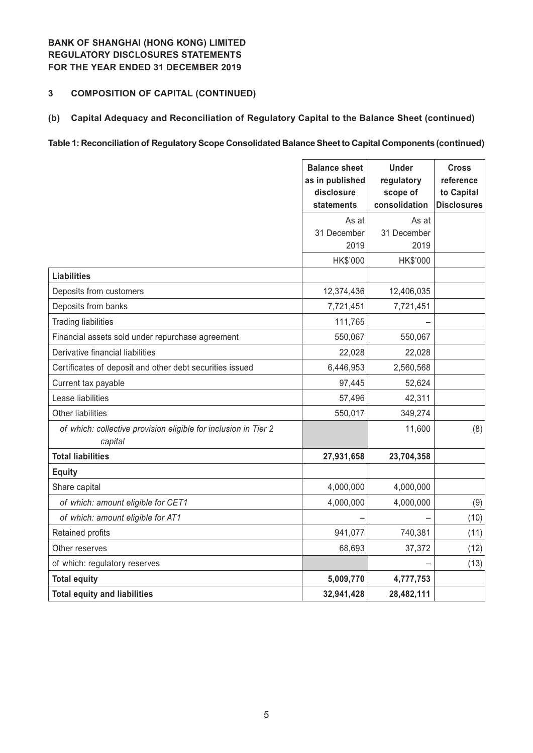**BANK OF SHANGHAI (HONG KONG) LIMITED**
**REGULATORY DISCLOSURES STATEMENTS**
**FOR THE YEAR ENDED 31 DECEMBER 2019**

## 3 COMPOSITION OF CAPITAL (CONTINUED)

### (b) Capital Adequacy and Reconciliation of Regulatory Capital to the Balance Sheet (continued)

**Table 1: Reconciliation of Regulatory Scope Consolidated Balance Sheet to Capital Components (continued)**

| | Balance sheet as in published disclosure statements | Under regulatory scope of consolidation | Cross reference to Capital Disclosures |
|---|---|---|---|
| | As at 31 December 2019 | As at 31 December 2019 | |
| | HK$'000 | HK$'000 | |
| **Liabilities** | | | |
| Deposits from customers | 12,374,436 | 12,406,035 | |
| Deposits from banks | 7,721,451 | 7,721,451 | |
| Trading liabilities | 111,765 | – | |
| Financial assets sold under repurchase agreement | 550,067 | 550,067 | |
| Derivative financial liabilities | 22,028 | 22,028 | |
| Certificates of deposit and other debt securities issued | 6,446,953 | 2,560,568 | |
| Current tax payable | 97,445 | 52,624 | |
| Lease liabilities | 57,496 | 42,311 | |
| Other liabilities | 550,017 | 349,274 | |
| *of which: collective provision eligible for inclusion in Tier 2 capital* | | 11,600 | (8) |
| **Total liabilities** | **27,931,658** | **23,704,358** | |
| **Equity** | | | |
| Share capital | 4,000,000 | 4,000,000 | |
| *of which: amount eligible for CET1* | 4,000,000 | 4,000,000 | (9) |
| *of which: amount eligible for AT1* | – | – | (10) |
| Retained profits | 941,077 | 740,381 | (11) |
| Other reserves | 68,693 | 37,372 | (12) |
| of which: regulatory reserves | | – | (13) |
| **Total equity** | **5,009,770** | **4,777,753** | |
| **Total equity and liabilities** | **32,941,428** | **28,482,111** | |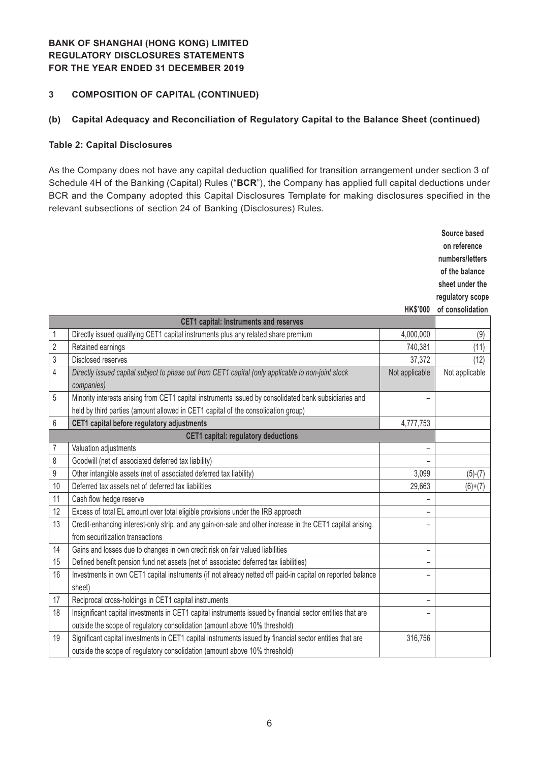**BANK OF SHANGHAI (HONG KONG) LIMITED**
**REGULATORY DISCLOSURES STATEMENTS**
**FOR THE YEAR ENDED 31 DECEMBER 2019**

## 3 COMPOSITION OF CAPITAL (CONTINUED)

### (b) Capital Adequacy and Reconciliation of Regulatory Capital to the Balance Sheet (continued)

**Table 2: Capital Disclosures**

As the Company does not have any capital deduction qualified for transition arrangement under section 3 of Schedule 4H of the Banking (Capital) Rules ("**BCR**"), the Company has applied full capital deductions under BCR and the Company adopted this Capital Disclosures Template for making disclosures specified in the relevant subsections of section 24 of Banking (Disclosures) Rules.

| | | HK$'000 | Source based on reference numbers/letters of the balance sheet under the regulatory scope of consolidation |
|---|---|---|---|
| | **CET1 capital: Instruments and reserves** | | |
| 1 | Directly issued qualifying CET1 capital instruments plus any related share premium | 4,000,000 | (9) |
| 2 | Retained earnings | 740,381 | (11) |
| 3 | Disclosed reserves | 37,372 | (12) |
| 4 | *Directly issued capital subject to phase out from CET1 capital (only applicable lo non-joint stock companies)* | Not applicable | Not applicable |
| 5 | Minority interests arising from CET1 capital instruments issued by consolidated bank subsidiaries and held by third parties (amount allowed in CET1 capital of the consolidation group) | – | |
| 6 | **CET1 capital before regulatory adjustments** | 4,777,753 | |
| | **CET1 capital: regulatory deductions** | | |
| 7 | Valuation adjustments | – | |
| 8 | Goodwill (net of associated deferred tax liability) | – | |
| 9 | Other intangible assets (net of associated deferred tax liability) | 3,099 | (5)-(7) |
| 10 | Deferred tax assets net of deferred tax liabilities | 29,663 | (6)+(7) |
| 11 | Cash flow hedge reserve | – | |
| 12 | Excess of total EL amount over total eligible provisions under the IRB approach | – | |
| 13 | Credit-enhancing interest-only strip, and any gain-on-sale and other increase in the CET1 capital arising from securitization transactions | – | |
| 14 | Gains and losses due to changes in own credit risk on fair valued liabilities | – | |
| 15 | Defined benefit pension fund net assets (net of associated deferred tax liabilities) | – | |
| 16 | Investments in own CET1 capital instruments (if not already netted off paid-in capital on reported balance sheet) | – | |
| 17 | Reciprocal cross-holdings in CET1 capital instruments | – | |
| 18 | Insignificant capital investments in CET1 capital instruments issued by financial sector entities that are outside the scope of regulatory consolidation (amount above 10% threshold) | – | |
| 19 | Significant capital investments in CET1 capital instruments issued by financial sector entities that are outside the scope of regulatory consolidation (amount above 10% threshold) | 316,756 | |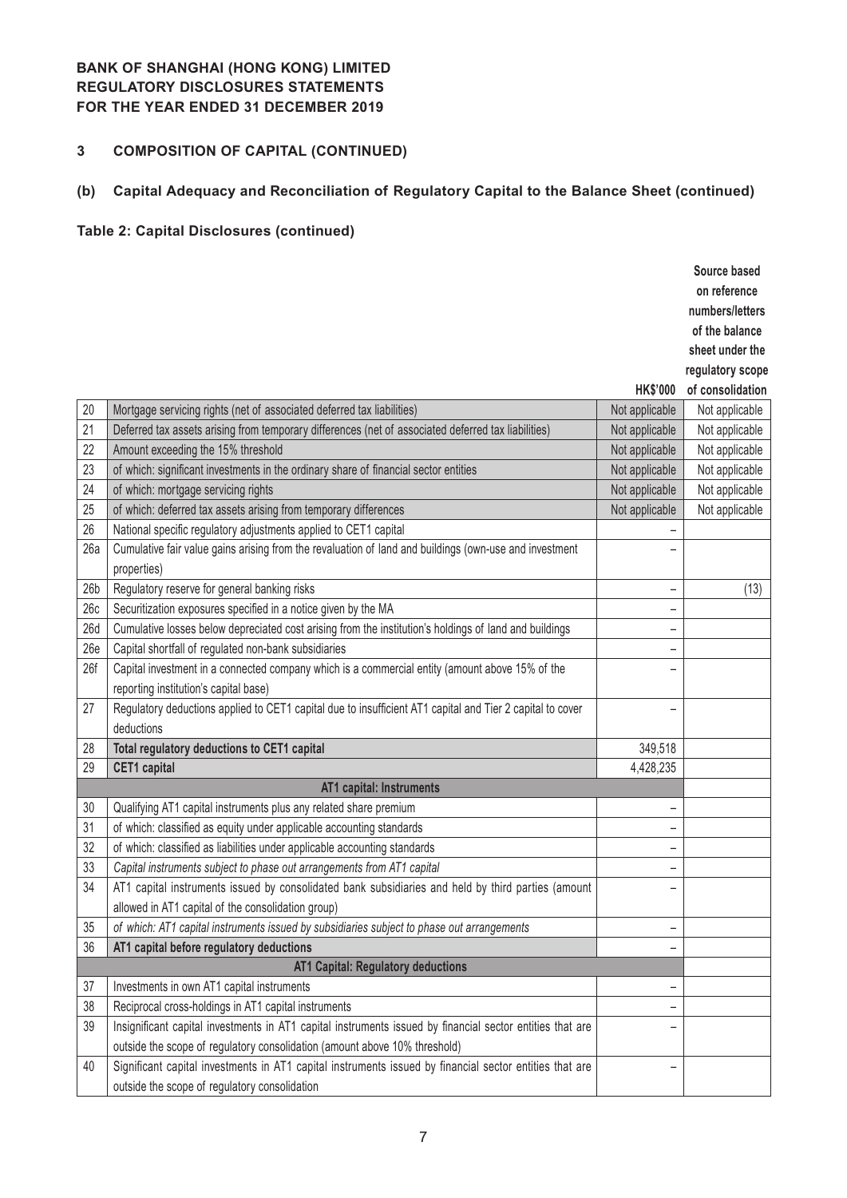**BANK OF SHANGHAI (HONG KONG) LIMITED**
**REGULATORY DISCLOSURES STATEMENTS**
**FOR THE YEAR ENDED 31 DECEMBER 2019**

## 3 COMPOSITION OF CAPITAL (CONTINUED)

### (b) Capital Adequacy and Reconciliation of Regulatory Capital to the Balance Sheet (continued)

**Table 2: Capital Disclosures (continued)**

| | | HK$'000 | Source based on reference numbers/letters of the balance sheet under the regulatory scope of consolidation |
|---|---|---|---|
| 20 | Mortgage servicing rights (net of associated deferred tax liabilities) | Not applicable | Not applicable |
| 21 | Deferred tax assets arising from temporary differences (net of associated deferred tax liabilities) | Not applicable | Not applicable |
| 22 | Amount exceeding the 15% threshold | Not applicable | Not applicable |
| 23 | of which: significant investments in the ordinary share of financial sector entities | Not applicable | Not applicable |
| 24 | of which: mortgage servicing rights | Not applicable | Not applicable |
| 25 | of which: deferred tax assets arising from temporary differences | Not applicable | Not applicable |
| 26 | National specific regulatory adjustments applied to CET1 capital | – | |
| 26a | Cumulative fair value gains arising from the revaluation of land and buildings (own-use and investment properties) | – | |
| 26b | Regulatory reserve for general banking risks | – | (13) |
| 26c | Securitization exposures specified in a notice given by the MA | – | |
| 26d | Cumulative losses below depreciated cost arising from the institution's holdings of land and buildings | – | |
| 26e | Capital shortfall of regulated non-bank subsidiaries | – | |
| 26f | Capital investment in a connected company which is a commercial entity (amount above 15% of the reporting institution's capital base) | – | |
| 27 | Regulatory deductions applied to CET1 capital due to insufficient AT1 capital and Tier 2 capital to cover deductions | – | |
| 28 | **Total regulatory deductions to CET1 capital** | 349,518 | |
| 29 | **CET1 capital** | 4,428,235 | |
| | **AT1 capital: Instruments** | | |
| 30 | Qualifying AT1 capital instruments plus any related share premium | – | |
| 31 | of which: classified as equity under applicable accounting standards | – | |
| 32 | of which: classified as liabilities under applicable accounting standards | – | |
| 33 | *Capital instruments subject to phase out arrangements from AT1 capital* | – | |
| 34 | AT1 capital instruments issued by consolidated bank subsidiaries and held by third parties (amount allowed in AT1 capital of the consolidation group) | – | |
| 35 | *of which: AT1 capital instruments issued by subsidiaries subject to phase out arrangements* | – | |
| 36 | **AT1 capital before regulatory deductions** | – | |
| | **AT1 Capital: Regulatory deductions** | | |
| 37 | Investments in own AT1 capital instruments | – | |
| 38 | Reciprocal cross-holdings in AT1 capital instruments | – | |
| 39 | Insignificant capital investments in AT1 capital instruments issued by financial sector entities that are outside the scope of regulatory consolidation (amount above 10% threshold) | – | |
| 40 | Significant capital investments in AT1 capital instruments issued by financial sector entities that are outside the scope of regulatory consolidation | – | |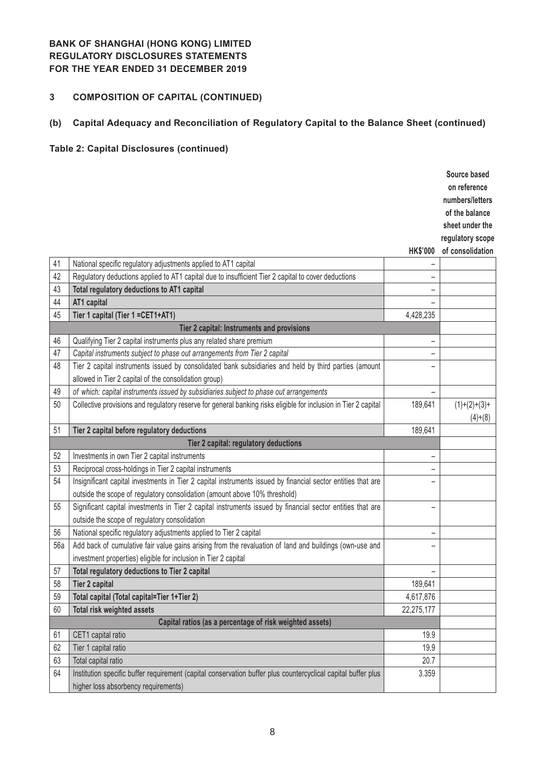**BANK OF SHANGHAI (HONG KONG) LIMITED**
**REGULATORY DISCLOSURES STATEMENTS**
**FOR THE YEAR ENDED 31 DECEMBER 2019**

## 3 COMPOSITION OF CAPITAL (CONTINUED)

### (b) Capital Adequacy and Reconciliation of Regulatory Capital to the Balance Sheet (continued)

**Table 2: Capital Disclosures (continued)**

| | | HK$'000 | Source based on reference numbers/letters of the balance sheet under the regulatory scope of consolidation |
|---|---|---|---|
| 41 | National specific regulatory adjustments applied to AT1 capital | – | |
| 42 | Regulatory deductions applied to AT1 capital due to insufficient Tier 2 capital to cover deductions | – | |
| 43 | **Total regulatory deductions to AT1 capital** | – | |
| 44 | **AT1 capital** | – | |
| 45 | **Tier 1 capital (Tier 1 =CET1+AT1)** | 4,428,235 | |
| | **Tier 2 capital: Instruments and provisions** | | |
| 46 | Qualifying Tier 2 capital instruments plus any related share premium | – | |
| 47 | *Capital instruments subject to phase out arrangements from Tier 2 capital* | – | |
| 48 | Tier 2 capital instruments issued by consolidated bank subsidiaries and held by third parties (amount allowed in Tier 2 capital of the consolidation group) | – | |
| 49 | *of which: capital instruments issued by subsidiaries subject to phase out arrangements* | – | |
| 50 | Collective provisions and regulatory reserve for general banking risks eligible for inclusion in Tier 2 capital | 189,641 | (1)+(2)+(3)+(4)+(8) |
| 51 | **Tier 2 capital before regulatory deductions** | 189,641 | |
| | **Tier 2 capital: regulatory deductions** | | |
| 52 | Investments in own Tier 2 capital instruments | – | |
| 53 | Reciprocal cross-holdings in Tier 2 capital instruments | – | |
| 54 | Insignificant capital investments in Tier 2 capital instruments issued by financial sector entities that are outside the scope of regulatory consolidation (amount above 10% threshold) | – | |
| 55 | Significant capital investments in Tier 2 capital instruments issued by financial sector entities that are outside the scope of regulatory consolidation | – | |
| 56 | National specific regulatory adjustments applied to Tier 2 capital | – | |
| 56a | Add back of cumulative fair value gains arising from the revaluation of land and buildings (own-use and investment properties) eligible for inclusion in Tier 2 capital | – | |
| 57 | **Total regulatory deductions to Tier 2 capital** | – | |
| 58 | **Tier 2 capital** | 189,641 | |
| 59 | **Total capital (Total capital=Tier 1+Tier 2)** | 4,617,876 | |
| 60 | **Total risk weighted assets** | 22,275,177 | |
| | **Capital ratios (as a percentage of risk weighted assets)** | | |
| 61 | CET1 capital ratio | 19.9 | |
| 62 | Tier 1 capital ratio | 19.9 | |
| 63 | Total capital ratio | 20.7 | |
| 64 | Institution specific buffer requirement (capital conservation buffer plus countercyclical capital buffer plus higher loss absorbency requirements) | 3.359 | |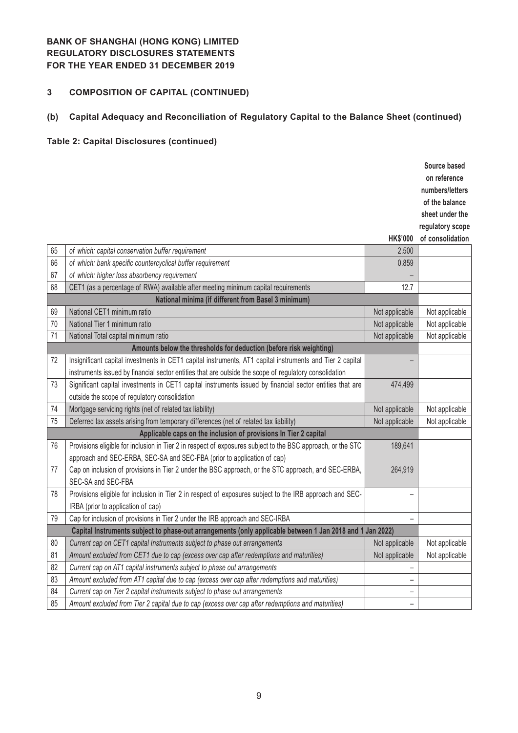**BANK OF SHANGHAI (HONG KONG) LIMITED**
**REGULATORY DISCLOSURES STATEMENTS**
**FOR THE YEAR ENDED 31 DECEMBER 2019**

## 3 COMPOSITION OF CAPITAL (CONTINUED)

### (b) Capital Adequacy and Reconciliation of Regulatory Capital to the Balance Sheet (continued)

**Table 2: Capital Disclosures (continued)**

| | | HK$'000 | Source based on reference numbers/letters of the balance sheet under the regulatory scope of consolidation |
|---|---|---|---|
| 65 | *of which: capital conservation buffer requirement* | 2.500 | |
| 66 | *of which: bank specific countercyclical buffer requirement* | 0.859 | |
| 67 | *of which: higher loss absorbency requirement* | – | |
| 68 | CET1 (as a percentage of RWA) available after meeting minimum capital requirements | 12.7 | |
| | **National minima (if different from Basel 3 minimum)** | | |
| 69 | National CET1 minimum ratio | Not applicable | Not applicable |
| 70 | National Tier 1 minimum ratio | Not applicable | Not applicable |
| 71 | National Total capital minimum ratio | Not applicable | Not applicable |
| | **Amounts below the thresholds for deduction (before risk weighting)** | | |
| 72 | Insignificant capital investments in CET1 capital instruments, AT1 capital instruments and Tier 2 capital instruments issued by financial sector entities that are outside the scope of regulatory consolidation | – | |
| 73 | Significant capital investments in CET1 capital instruments issued by financial sector entities that are outside the scope of regulatory consolidation | 474,499 | |
| 74 | Mortgage servicing rights (net of related tax liability) | Not applicable | Not applicable |
| 75 | Deferred tax assets arising from temporary differences (net of related tax liability) | Not applicable | Not applicable |
| | **Applicable caps on the inclusion of provisions In Tier 2 capital** | | |
| 76 | Provisions eligible for inclusion in Tier 2 in respect of exposures subject to the BSC approach, or the STC approach and SEC-ERBA, SEC-SA and SEC-FBA (prior to application of cap) | 189,641 | |
| 77 | Cap on inclusion of provisions in Tier 2 under the BSC approach, or the STC approach, and SEC-ERBA, SEC-SA and SEC-FBA | 264,919 | |
| 78 | Provisions eligible for inclusion in Tier 2 in respect of exposures subject to the IRB approach and SEC-IRBA (prior to application of cap) | – | |
| 79 | Cap for inclusion of provisions in Tier 2 under the IRB approach and SEC-IRBA | – | |
| | **Capital Instruments subject to phase-out arrangements (only applicable between 1 Jan 2018 and 1 Jan 2022)** | | |
| 80 | *Current cap on CET1 capital Instruments subject to phase out arrangements* | Not applicable | Not applicable |
| 81 | *Amount excluded from CET1 due to cap (excess over cap after redemptions and maturities)* | Not applicable | Not applicable |
| 82 | *Current cap on AT1 capital instruments subject to phase out arrangements* | – | |
| 83 | *Amount excluded from AT1 capital due to cap (excess over cap after redemptions and maturities)* | – | |
| 84 | *Current cap on Tier 2 capital instruments subject to phase out arrangements* | – | |
| 85 | *Amount excluded from Tier 2 capital due to cap (excess over cap after redemptions and maturities)* | – | |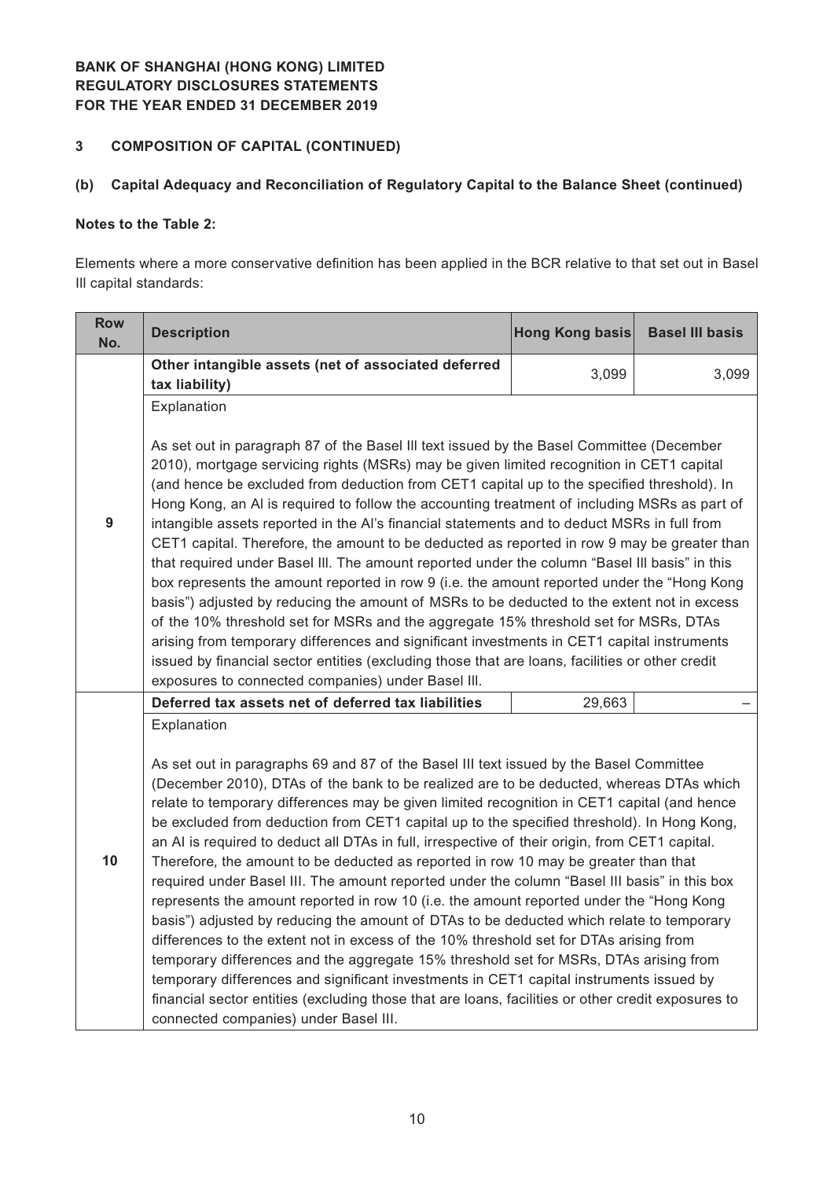**BANK OF SHANGHAI (HONG KONG) LIMITED**
**REGULATORY DISCLOSURES STATEMENTS**
**FOR THE YEAR ENDED 31 DECEMBER 2019**

## 3 COMPOSITION OF CAPITAL (CONTINUED)

### (b) Capital Adequacy and Reconciliation of Regulatory Capital to the Balance Sheet (continued)

**Notes to the Table 2:**

Elements where a more conservative definition has been applied in the BCR relative to that set out in Basel III capital standards:

| Row No. | Description | Hong Kong basis | Basel III basis |
|---|---|---|---|
| 9 | **Other intangible assets (net of associated deferred tax liability)** | 3,099 | 3,099 |
| | Explanation<br><br>As set out in paragraph 87 of the Basel III text issued by the Basel Committee (December 2010), mortgage servicing rights (MSRs) may be given limited recognition in CET1 capital (and hence be excluded from deduction from CET1 capital up to the specified threshold). In Hong Kong, an AI is required to follow the accounting treatment of including MSRs as part of intangible assets reported in the AI's financial statements and to deduct MSRs in full from CET1 capital. Therefore, the amount to be deducted as reported in row 9 may be greater than that required under Basel III. The amount reported under the column "Basel III basis" in this box represents the amount reported in row 9 (i.e. the amount reported under the "Hong Kong basis") adjusted by reducing the amount of MSRs to be deducted to the extent not in excess of the 10% threshold set for MSRs and the aggregate 15% threshold set for MSRs, DTAs arising from temporary differences and significant investments in CET1 capital instruments issued by financial sector entities (excluding those that are loans, facilities or other credit exposures to connected companies) under Basel III. | | |
| 10 | **Deferred tax assets net of deferred tax liabilities** | 29,663 | – |
| | Explanation<br><br>As set out in paragraphs 69 and 87 of the Basel III text issued by the Basel Committee (December 2010), DTAs of the bank to be realized are to be deducted, whereas DTAs which relate to temporary differences may be given limited recognition in CET1 capital (and hence be excluded from deduction from CET1 capital up to the specified threshold). In Hong Kong, an AI is required to deduct all DTAs in full, irrespective of their origin, from CET1 capital. Therefore, the amount to be deducted as reported in row 10 may be greater than that required under Basel III. The amount reported under the column "Basel III basis" in this box represents the amount reported in row 10 (i.e. the amount reported under the "Hong Kong basis") adjusted by reducing the amount of DTAs to be deducted which relate to temporary differences to the extent not in excess of the 10% threshold set for DTAs arising from temporary differences and the aggregate 15% threshold set for MSRs, DTAs arising from temporary differences and significant investments in CET1 capital instruments issued by financial sector entities (excluding those that are loans, facilities or other credit exposures to connected companies) under Basel III. | | |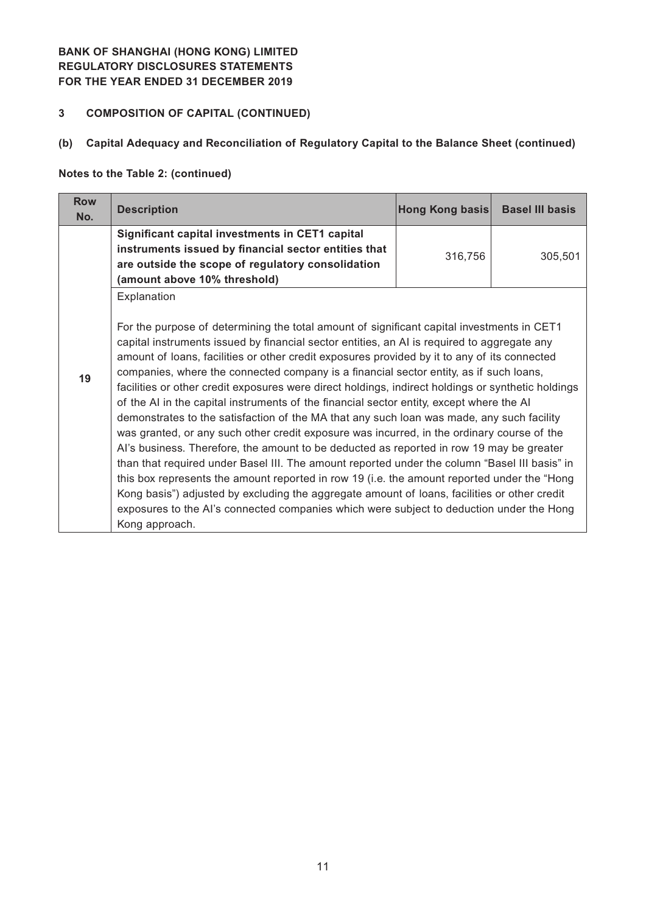**BANK OF SHANGHAI (HONG KONG) LIMITED**
**REGULATORY DISCLOSURES STATEMENTS**
**FOR THE YEAR ENDED 31 DECEMBER 2019**

## 3 COMPOSITION OF CAPITAL (CONTINUED)

### (b) Capital Adequacy and Reconciliation of Regulatory Capital to the Balance Sheet (continued)

**Notes to the Table 2: (continued)**

| Row No. | Description | Hong Kong basis | Basel III basis |
|---|---|---|---|
| 19 | **Significant capital investments in CET1 capital instruments issued by financial sector entities that are outside the scope of regulatory consolidation (amount above 10% threshold)** | 316,756 | 305,501 |
| | Explanation<br><br>For the purpose of determining the total amount of significant capital investments in CET1 capital instruments issued by financial sector entities, an AI is required to aggregate any amount of loans, facilities or other credit exposures provided by it to any of its connected companies, where the connected company is a financial sector entity, as if such loans, facilities or other credit exposures were direct holdings, indirect holdings or synthetic holdings of the AI in the capital instruments of the financial sector entity, except where the AI demonstrates to the satisfaction of the MA that any such loan was made, any such facility was granted, or any such other credit exposure was incurred, in the ordinary course of the AI's business. Therefore, the amount to be deducted as reported in row 19 may be greater than that required under Basel III. The amount reported under the column "Basel III basis" in this box represents the amount reported in row 19 (i.e. the amount reported under the "Hong Kong basis") adjusted by excluding the aggregate amount of loans, facilities or other credit exposures to the AI's connected companies which were subject to deduction under the Hong Kong approach. | | |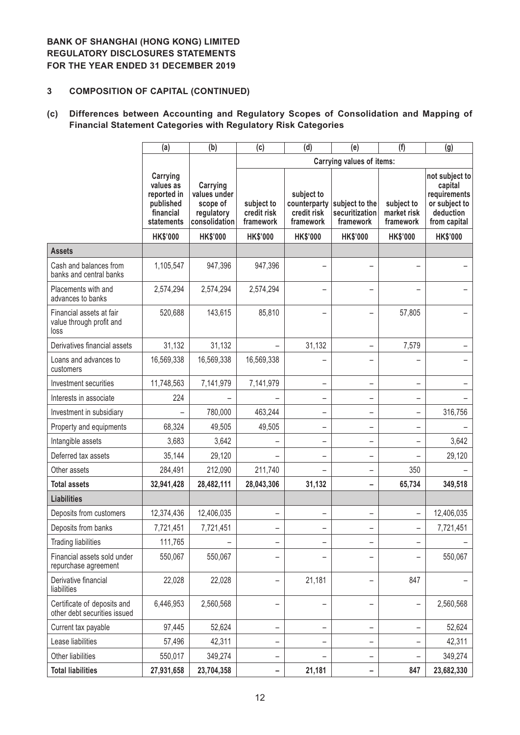**BANK OF SHANGHAI (HONG KONG) LIMITED**
**REGULATORY DISCLOSURES STATEMENTS**
**FOR THE YEAR ENDED 31 DECEMBER 2019**

## 3 COMPOSITION OF CAPITAL (CONTINUED)

### (c) Differences between Accounting and Regulatory Scopes of Consolidation and Mapping of Financial Statement Categories with Regulatory Risk Categories

| | (a) | (b) | (c) | (d) | (e) | (f) | (g) |
|---|---|---|---|---|---|---|---|
| | | | Carrying values of items: | | | | |
| | Carrying values as reported in published financial statements | Carrying values under scope of regulatory consolidation | subject to credit risk framework | subject to counterparty credit risk framework | subject to the securitization framework | subject to market risk framework | not subject to capital requirements or subject to deduction from capital |
| | HK$'000 | HK$'000 | HK$'000 | HK$'000 | HK$'000 | HK$'000 | HK$'000 |
| **Assets** | | | | | | | |
| Cash and balances from banks and central banks | 1,105,547 | 947,396 | 947,396 | – | – | – | – |
| Placements with and advances to banks | 2,574,294 | 2,574,294 | 2,574,294 | – | – | – | – |
| Financial assets at fair value through profit and loss | 520,688 | 143,615 | 85,810 | – | – | 57,805 | – |
| Derivatives financial assets | 31,132 | 31,132 | – | 31,132 | – | 7,579 | – |
| Loans and advances to customers | 16,569,338 | 16,569,338 | 16,569,338 | – | – | – | – |
| Investment securities | 11,748,563 | 7,141,979 | 7,141,979 | – | – | – | – |
| Interests in associate | 224 | – | – | – | – | – | – |
| Investment in subsidiary | – | 780,000 | 463,244 | – | – | – | 316,756 |
| Property and equipments | 68,324 | 49,505 | 49,505 | – | – | – | – |
| Intangible assets | 3,683 | 3,642 | – | – | – | – | 3,642 |
| Deferred tax assets | 35,144 | 29,120 | – | – | – | – | 29,120 |
| Other assets | 284,491 | 212,090 | 211,740 | – | – | 350 | – |
| **Total assets** | **32,941,428** | **28,482,111** | **28,043,306** | **31,132** | **–** | **65,734** | **349,518** |
| **Liabilities** | | | | | | | |
| Deposits from customers | 12,374,436 | 12,406,035 | – | – | – | – | 12,406,035 |
| Deposits from banks | 7,721,451 | 7,721,451 | – | – | – | – | 7,721,451 |
| Trading liabilities | 111,765 | – | – | – | – | – | – |
| Financial assets sold under repurchase agreement | 550,067 | 550,067 | – | – | – | – | 550,067 |
| Derivative financial liabilities | 22,028 | 22,028 | – | 21,181 | – | 847 | – |
| Certificate of deposits and other debt securities issued | 6,446,953 | 2,560,568 | – | – | – | – | 2,560,568 |
| Current tax payable | 97,445 | 52,624 | – | – | – | – | 52,624 |
| Lease liabilities | 57,496 | 42,311 | – | – | – | – | 42,311 |
| Other liabilities | 550,017 | 349,274 | – | – | – | – | 349,274 |
| **Total liabilities** | **27,931,658** | **23,704,358** | **–** | **21,181** | **–** | **847** | **23,682,330** |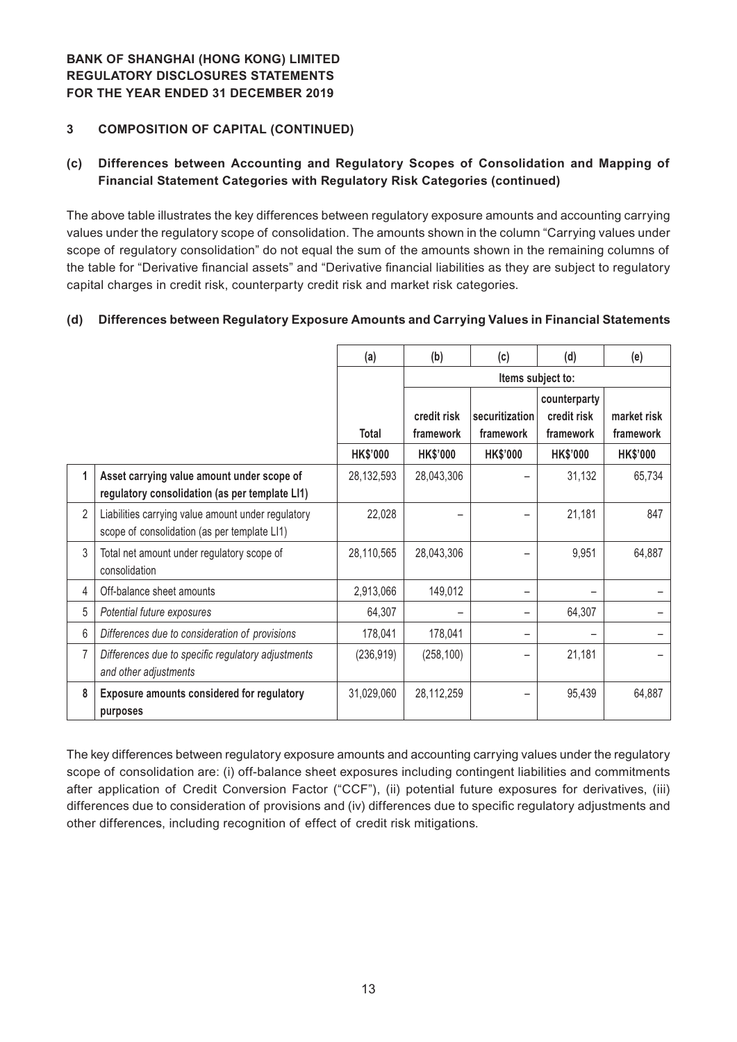**BANK OF SHANGHAI (HONG KONG) LIMITED**
**REGULATORY DISCLOSURES STATEMENTS**
**FOR THE YEAR ENDED 31 DECEMBER 2019**

## 3 COMPOSITION OF CAPITAL (CONTINUED)

### (c) Differences between Accounting and Regulatory Scopes of Consolidation and Mapping of Financial Statement Categories with Regulatory Risk Categories (continued)

The above table illustrates the key differences between regulatory exposure amounts and accounting carrying values under the regulatory scope of consolidation. The amounts shown in the column "Carrying values under scope of regulatory consolidation" do not equal the sum of the amounts shown in the remaining columns of the table for "Derivative financial assets" and "Derivative financial liabilities as they are subject to regulatory capital charges in credit risk, counterparty credit risk and market risk categories.

### (d) Differences between Regulatory Exposure Amounts and Carrying Values in Financial Statements

| | | (a) | (b) | (c) | (d) | (e) |
|---|---|---|---|---|---|---|
| | | | Items subject to: | | | |
| | | Total | credit risk framework | securitization framework | counterparty credit risk framework | market risk framework |
| | | HK$'000 | HK$'000 | HK$'000 | HK$'000 | HK$'000 |
| **1** | **Asset carrying value amount under scope of regulatory consolidation (as per template LI1)** | 28,132,593 | 28,043,306 | – | 31,132 | 65,734 |
| 2 | Liabilities carrying value amount under regulatory scope of consolidation (as per template LI1) | 22,028 | – | – | 21,181 | 847 |
| 3 | Total net amount under regulatory scope of consolidation | 28,110,565 | 28,043,306 | – | 9,951 | 64,887 |
| 4 | Off-balance sheet amounts | 2,913,066 | 149,012 | – | – | – |
| 5 | *Potential future exposures* | 64,307 | – | – | 64,307 | – |
| 6 | *Differences due to consideration of provisions* | 178,041 | 178,041 | – | – | – |
| 7 | *Differences due to specific regulatory adjustments and other adjustments* | (236,919) | (258,100) | – | 21,181 | – |
| **8** | **Exposure amounts considered for regulatory purposes** | 31,029,060 | 28,112,259 | – | 95,439 | 64,887 |

The key differences between regulatory exposure amounts and accounting carrying values under the regulatory scope of consolidation are: (i) off-balance sheet exposures including contingent liabilities and commitments after application of Credit Conversion Factor ("CCF"), (ii) potential future exposures for derivatives, (iii) differences due to consideration of provisions and (iv) differences due to specific regulatory adjustments and other differences, including recognition of effect of credit risk mitigations.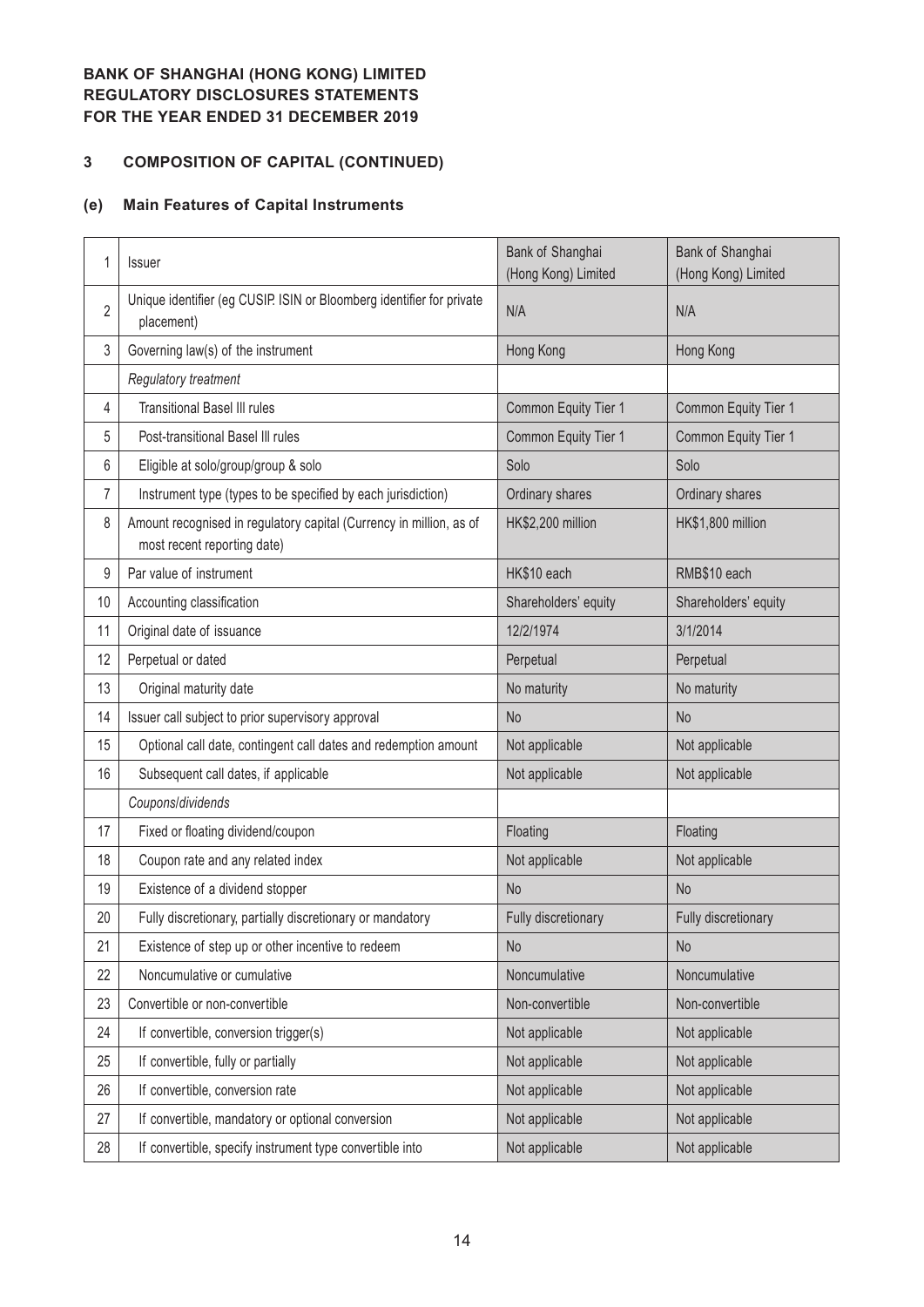**BANK OF SHANGHAI (HONG KONG) LIMITED**
**REGULATORY DISCLOSURES STATEMENTS**
**FOR THE YEAR ENDED 31 DECEMBER 2019**

## 3 COMPOSITION OF CAPITAL (CONTINUED)

### (e) Main Features of Capital Instruments

| | | | |
|---|---|---|---|
| 1 | Issuer | Bank of Shanghai (Hong Kong) Limited | Bank of Shanghai (Hong Kong) Limited |
| 2 | Unique identifier (eg CUSIP. ISIN or Bloomberg identifier for private placement) | N/A | N/A |
| 3 | Governing law(s) of the instrument | Hong Kong | Hong Kong |
| | *Regulatory treatment* | | |
| 4 | Transitional Basel III rules | Common Equity Tier 1 | Common Equity Tier 1 |
| 5 | Post-transitional Basel III rules | Common Equity Tier 1 | Common Equity Tier 1 |
| 6 | Eligible at solo/group/group & solo | Solo | Solo |
| 7 | Instrument type (types to be specified by each jurisdiction) | Ordinary shares | Ordinary shares |
| 8 | Amount recognised in regulatory capital (Currency in million, as of most recent reporting date) | HK$2,200 million | HK$1,800 million |
| 9 | Par value of instrument | HK$10 each | RMB$10 each |
| 10 | Accounting classification | Shareholders' equity | Shareholders' equity |
| 11 | Original date of issuance | 12/2/1974 | 3/1/2014 |
| 12 | Perpetual or dated | Perpetual | Perpetual |
| 13 | Original maturity date | No maturity | No maturity |
| 14 | Issuer call subject to prior supervisory approval | No | No |
| 15 | Optional call date, contingent call dates and redemption amount | Not applicable | Not applicable |
| 16 | Subsequent call dates, if applicable | Not applicable | Not applicable |
| | *Coupons/dividends* | | |
| 17 | Fixed or floating dividend/coupon | Floating | Floating |
| 18 | Coupon rate and any related index | Not applicable | Not applicable |
| 19 | Existence of a dividend stopper | No | No |
| 20 | Fully discretionary, partially discretionary or mandatory | Fully discretionary | Fully discretionary |
| 21 | Existence of step up or other incentive to redeem | No | No |
| 22 | Noncumulative or cumulative | Noncumulative | Noncumulative |
| 23 | Convertible or non-convertible | Non-convertible | Non-convertible |
| 24 | If convertible, conversion trigger(s) | Not applicable | Not applicable |
| 25 | If convertible, fully or partially | Not applicable | Not applicable |
| 26 | If convertible, conversion rate | Not applicable | Not applicable |
| 27 | If convertible, mandatory or optional conversion | Not applicable | Not applicable |
| 28 | If convertible, specify instrument type convertible into | Not applicable | Not applicable |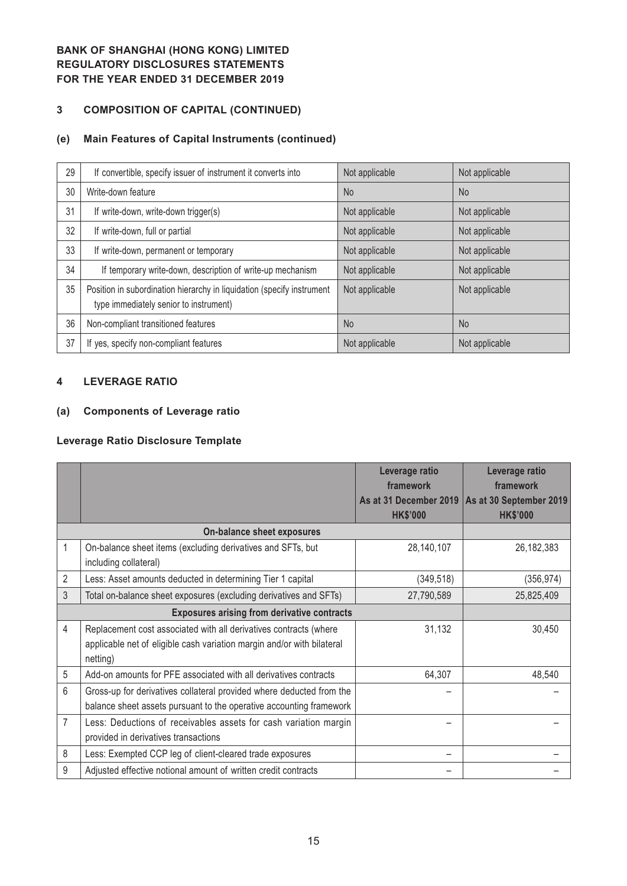# BANK OF SHANGHAI (HONG KONG) LIMITED
# REGULATORY DISCLOSURES STATEMENTS
# FOR THE YEAR ENDED 31 DECEMBER 2019

## 3 COMPOSITION OF CAPITAL (CONTINUED)

### (e) Main Features of Capital Instruments (continued)

| | | | |
|---|---|---|---|
| 29 | If convertible, specify issuer of instrument it converts into | Not applicable | Not applicable |
| 30 | Write-down feature | No | No |
| 31 | If write-down, write-down trigger(s) | Not applicable | Not applicable |
| 32 | If write-down, full or partial | Not applicable | Not applicable |
| 33 | If write-down, permanent or temporary | Not applicable | Not applicable |
| 34 | If temporary write-down, description of write-up mechanism | Not applicable | Not applicable |
| 35 | Position in subordination hierarchy in liquidation (specify instrument type immediately senior to instrument) | Not applicable | Not applicable |
| 36 | Non-compliant transitioned features | No | No |
| 37 | If yes, specify non-compliant features | Not applicable | Not applicable |

## 4 LEVERAGE RATIO

### (a) Components of Leverage ratio

**Leverage Ratio Disclosure Template**

| | | Leverage ratio framework As at 31 December 2019 HK$'000 | Leverage ratio framework As at 30 September 2019 HK$'000 |
|---|---|---|---|
| | **On-balance sheet exposures** | | |
| 1 | On-balance sheet items (excluding derivatives and SFTs, but including collateral) | 28,140,107 | 26,182,383 |
| 2 | Less: Asset amounts deducted in determining Tier 1 capital | (349,518) | (356,974) |
| 3 | Total on-balance sheet exposures (excluding derivatives and SFTs) | 27,790,589 | 25,825,409 |
| | **Exposures arising from derivative contracts** | | |
| 4 | Replacement cost associated with all derivatives contracts (where applicable net of eligible cash variation margin and/or with bilateral netting) | 31,132 | 30,450 |
| 5 | Add-on amounts for PFE associated with all derivatives contracts | 64,307 | 48,540 |
| 6 | Gross-up for derivatives collateral provided where deducted from the balance sheet assets pursuant to the operative accounting framework | – | – |
| 7 | Less: Deductions of receivables assets for cash variation margin provided in derivatives transactions | – | – |
| 8 | Less: Exempted CCP leg of client-cleared trade exposures | – | – |
| 9 | Adjusted effective notional amount of written credit contracts | – | – |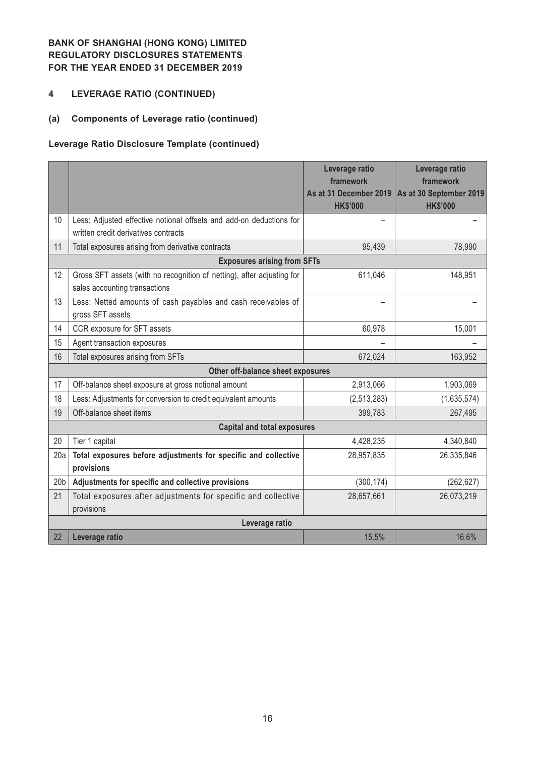**BANK OF SHANGHAI (HONG KONG) LIMITED**
**REGULATORY DISCLOSURES STATEMENTS**
**FOR THE YEAR ENDED 31 DECEMBER 2019**

## 4 LEVERAGE RATIO (CONTINUED)

### (a) Components of Leverage ratio (continued)

**Leverage Ratio Disclosure Template (continued)**

| | | Leverage ratio framework As at 31 December 2019 HK$'000 | Leverage ratio framework As at 30 September 2019 HK$'000 |
|---|---|---|---|
| 10 | Less: Adjusted effective notional offsets and add-on deductions for written credit derivatives contracts | – | – |
| 11 | Total exposures arising from derivative contracts | 95,439 | 78,990 |
| | **Exposures arising from SFTs** | | |
| 12 | Gross SFT assets (with no recognition of netting), after adjusting for sales accounting transactions | 611,046 | 148,951 |
| 13 | Less: Netted amounts of cash payables and cash receivables of gross SFT assets | – | – |
| 14 | CCR exposure for SFT assets | 60,978 | 15,001 |
| 15 | Agent transaction exposures | – | – |
| 16 | Total exposures arising from SFTs | 672,024 | 163,952 |
| | **Other off-balance sheet exposures** | | |
| 17 | Off-balance sheet exposure at gross notional amount | 2,913,066 | 1,903,069 |
| 18 | Less: Adjustments for conversion to credit equivalent amounts | (2,513,283) | (1,635,574) |
| 19 | Off-balance sheet items | 399,783 | 267,495 |
| | **Capital and total exposures** | | |
| 20 | Tier 1 capital | 4,428,235 | 4,340,840 |
| 20a | **Total exposures before adjustments for specific and collective provisions** | 28,957,835 | 26,335,846 |
| 20b | **Adjustments for specific and collective provisions** | (300,174) | (262,627) |
| 21 | Total exposures after adjustments for specific and collective provisions | 28,657,661 | 26,073,219 |
| | **Leverage ratio** | | |
| 22 | **Leverage ratio** | 15.5% | 16.6% |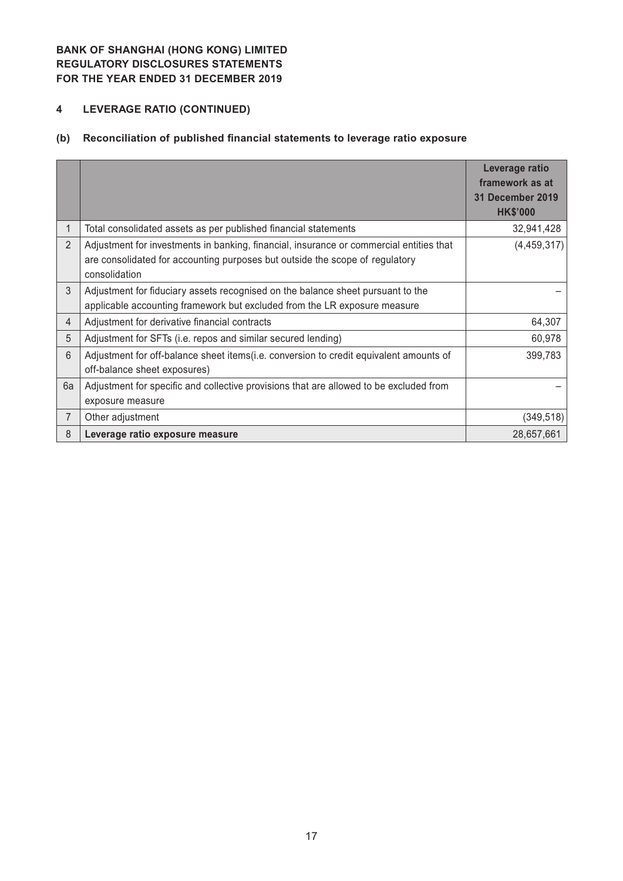**BANK OF SHANGHAI (HONG KONG) LIMITED**
**REGULATORY DISCLOSURES STATEMENTS**
**FOR THE YEAR ENDED 31 DECEMBER 2019**

## 4 LEVERAGE RATIO (CONTINUED)

### (b) Reconciliation of published financial statements to leverage ratio exposure

| | | Leverage ratio framework as at 31 December 2019 HK$'000 |
|---|---|---|
| 1 | Total consolidated assets as per published financial statements | 32,941,428 |
| 2 | Adjustment for investments in banking, financial, insurance or commercial entities that are consolidated for accounting purposes but outside the scope of regulatory consolidation | (4,459,317) |
| 3 | Adjustment for fiduciary assets recognised on the balance sheet pursuant to the applicable accounting framework but excluded from the LR exposure measure | – |
| 4 | Adjustment for derivative financial contracts | 64,307 |
| 5 | Adjustment for SFTs (i.e. repos and similar secured lending) | 60,978 |
| 6 | Adjustment for off-balance sheet items(i.e. conversion to credit equivalent amounts of off-balance sheet exposures) | 399,783 |
| 6a | Adjustment for specific and collective provisions that are allowed to be excluded from exposure measure | – |
| 7 | Other adjustment | (349,518) |
| 8 | **Leverage ratio exposure measure** | 28,657,661 |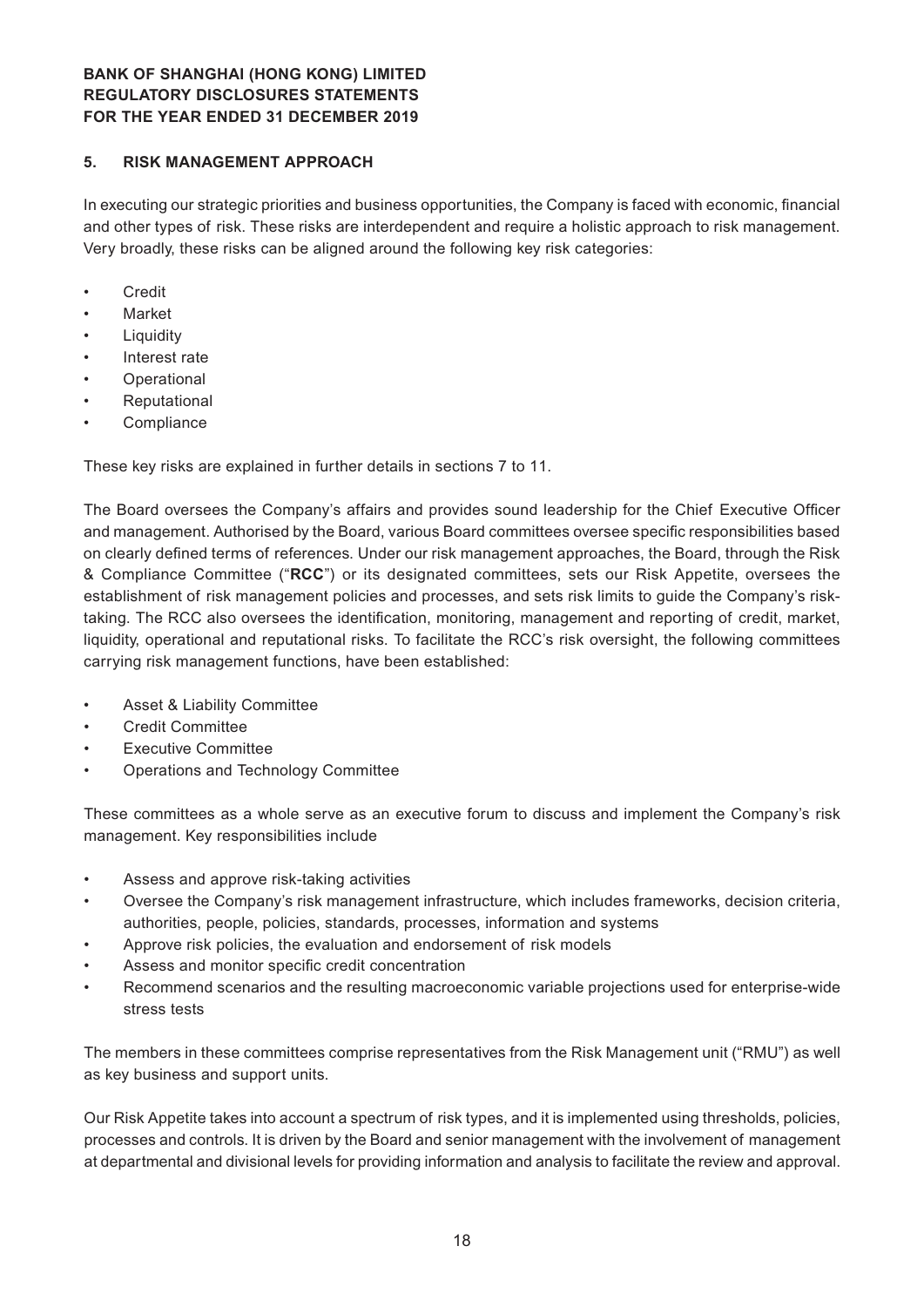## 5. RISK MANAGEMENT APPROACH

In executing our strategic priorities and business opportunities, the Company is faced with economic, financial and other types of risk. These risks are interdependent and require a holistic approach to risk management. Very broadly, these risks can be aligned around the following key risk categories:

- Credit
- Market
- Liquidity
- Interest rate
- Operational
- Reputational
- Compliance

These key risks are explained in further details in sections 7 to 11.

The Board oversees the Company's affairs and provides sound leadership for the Chief Executive Officer and management. Authorised by the Board, various Board committees oversee specific responsibilities based on clearly defined terms of references. Under our risk management approaches, the Board, through the Risk & Compliance Committee ("**RCC**") or its designated committees, sets our Risk Appetite, oversees the establishment of risk management policies and processes, and sets risk limits to guide the Company's risk-taking. The RCC also oversees the identification, monitoring, management and reporting of credit, market, liquidity, operational and reputational risks. To facilitate the RCC's risk oversight, the following committees carrying risk management functions, have been established:

- Asset & Liability Committee
- Credit Committee
- Executive Committee
- Operations and Technology Committee

These committees as a whole serve as an executive forum to discuss and implement the Company's risk management. Key responsibilities include

- Assess and approve risk-taking activities
- Oversee the Company's risk management infrastructure, which includes frameworks, decision criteria, authorities, people, policies, standards, processes, information and systems
- Approve risk policies, the evaluation and endorsement of risk models
- Assess and monitor specific credit concentration
- Recommend scenarios and the resulting macroeconomic variable projections used for enterprise-wide stress tests

The members in these committees comprise representatives from the Risk Management unit ("RMU") as well as key business and support units.

Our Risk Appetite takes into account a spectrum of risk types, and it is implemented using thresholds, policies, processes and controls. It is driven by the Board and senior management with the involvement of management at departmental and divisional levels for providing information and analysis to facilitate the review and approval.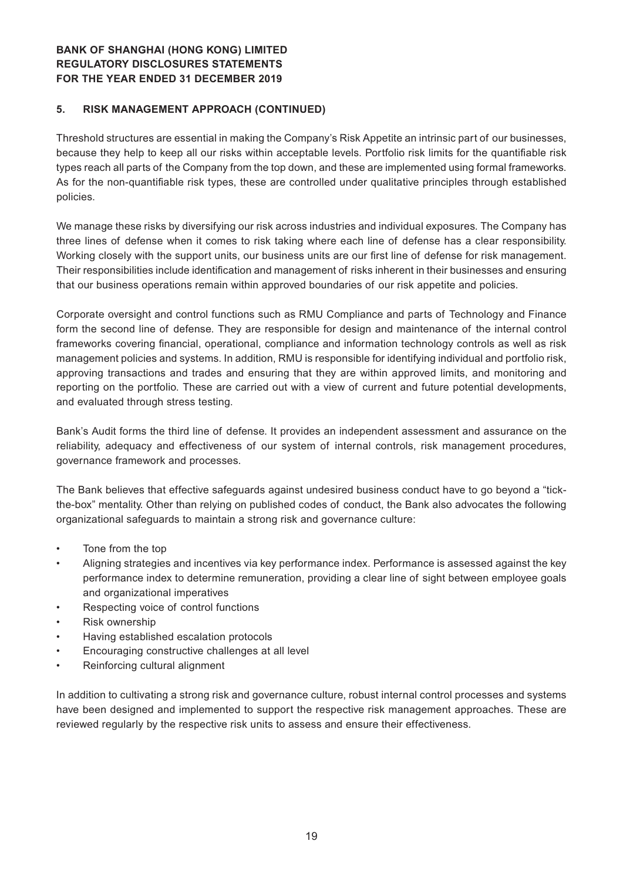## 5. RISK MANAGEMENT APPROACH (CONTINUED)

Threshold structures are essential in making the Company's Risk Appetite an intrinsic part of our businesses, because they help to keep all our risks within acceptable levels. Portfolio risk limits for the quantifiable risk types reach all parts of the Company from the top down, and these are implemented using formal frameworks. As for the non-quantifiable risk types, these are controlled under qualitative principles through established policies.

We manage these risks by diversifying our risk across industries and individual exposures. The Company has three lines of defense when it comes to risk taking where each line of defense has a clear responsibility. Working closely with the support units, our business units are our first line of defense for risk management. Their responsibilities include identification and management of risks inherent in their businesses and ensuring that our business operations remain within approved boundaries of our risk appetite and policies.

Corporate oversight and control functions such as RMU Compliance and parts of Technology and Finance form the second line of defense. They are responsible for design and maintenance of the internal control frameworks covering financial, operational, compliance and information technology controls as well as risk management policies and systems. In addition, RMU is responsible for identifying individual and portfolio risk, approving transactions and trades and ensuring that they are within approved limits, and monitoring and reporting on the portfolio. These are carried out with a view of current and future potential developments, and evaluated through stress testing.

Bank's Audit forms the third line of defense. It provides an independent assessment and assurance on the reliability, adequacy and effectiveness of our system of internal controls, risk management procedures, governance framework and processes.

The Bank believes that effective safeguards against undesired business conduct have to go beyond a "tick-the-box" mentality. Other than relying on published codes of conduct, the Bank also advocates the following organizational safeguards to maintain a strong risk and governance culture:

- Tone from the top
- Aligning strategies and incentives via key performance index. Performance is assessed against the key performance index to determine remuneration, providing a clear line of sight between employee goals and organizational imperatives
- Respecting voice of control functions
- Risk ownership
- Having established escalation protocols
- Encouraging constructive challenges at all level
- Reinforcing cultural alignment

In addition to cultivating a strong risk and governance culture, robust internal control processes and systems have been designed and implemented to support the respective risk management approaches. These are reviewed regularly by the respective risk units to assess and ensure their effectiveness.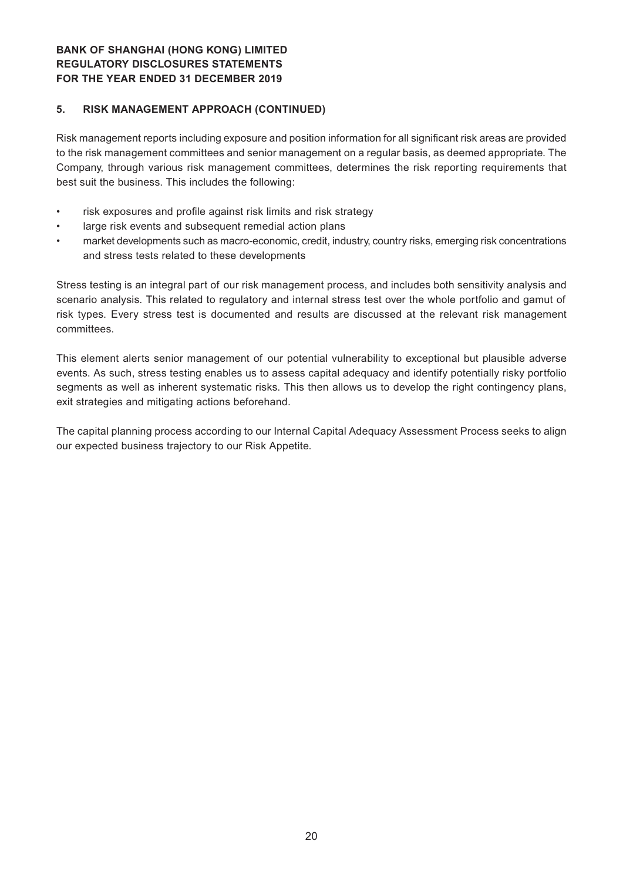## 5. RISK MANAGEMENT APPROACH (CONTINUED)

Risk management reports including exposure and position information for all significant risk areas are provided to the risk management committees and senior management on a regular basis, as deemed appropriate. The Company, through various risk management committees, determines the risk reporting requirements that best suit the business. This includes the following:

- risk exposures and profile against risk limits and risk strategy
- large risk events and subsequent remedial action plans
- market developments such as macro-economic, credit, industry, country risks, emerging risk concentrations and stress tests related to these developments

Stress testing is an integral part of our risk management process, and includes both sensitivity analysis and scenario analysis. This related to regulatory and internal stress test over the whole portfolio and gamut of risk types. Every stress test is documented and results are discussed at the relevant risk management committees.

This element alerts senior management of our potential vulnerability to exceptional but plausible adverse events. As such, stress testing enables us to assess capital adequacy and identify potentially risky portfolio segments as well as inherent systematic risks. This then allows us to develop the right contingency plans, exit strategies and mitigating actions beforehand.

The capital planning process according to our Internal Capital Adequacy Assessment Process seeks to align our expected business trajectory to our Risk Appetite.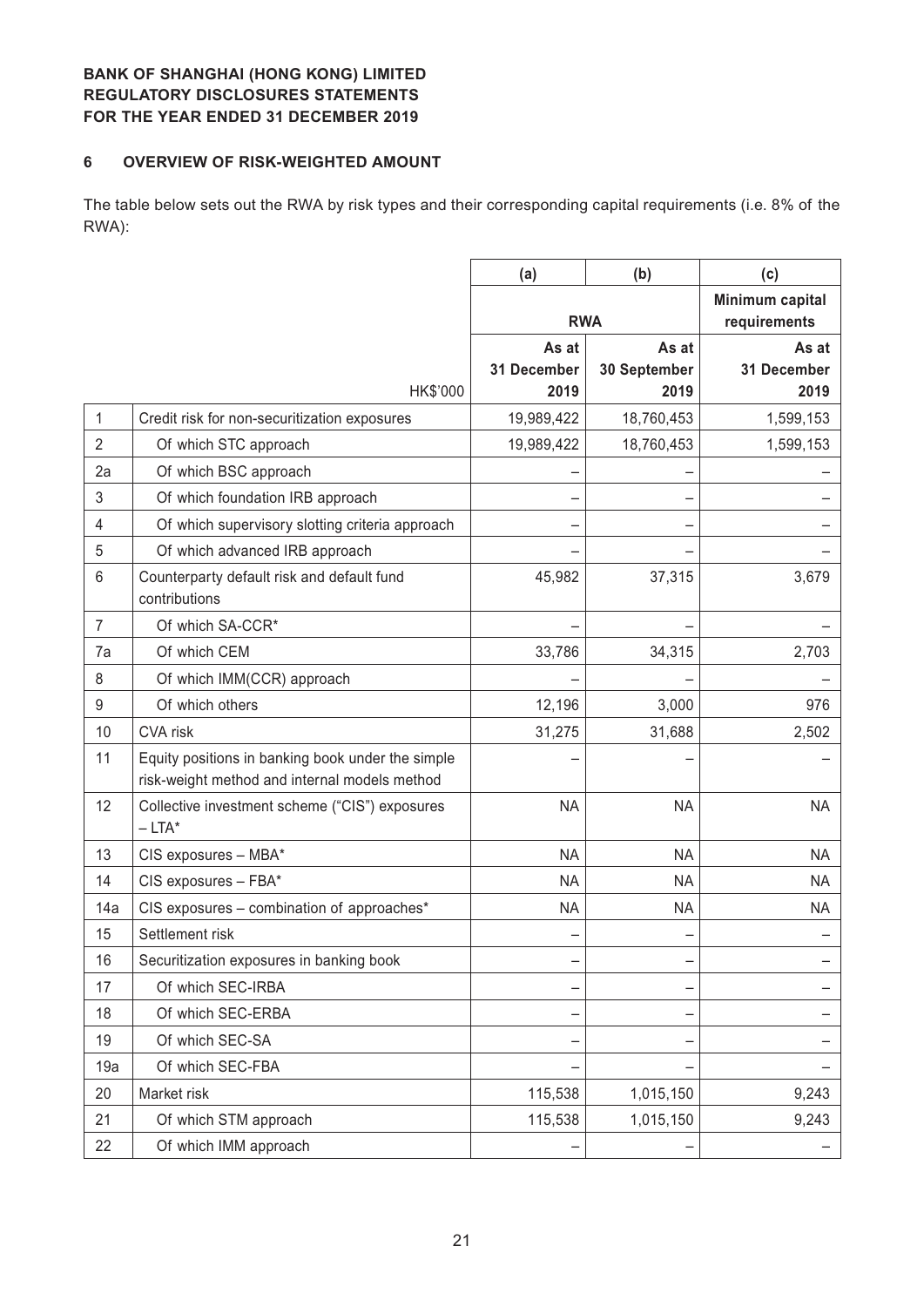**BANK OF SHANGHAI (HONG KONG) LIMITED**
**REGULATORY DISCLOSURES STATEMENTS**
**FOR THE YEAR ENDED 31 DECEMBER 2019**

## 6 OVERVIEW OF RISK-WEIGHTED AMOUNT

The table below sets out the RWA by risk types and their corresponding capital requirements (i.e. 8% of the RWA):

| | | (a) | (b) | (c) |
|---|---|---|---|---|
| | | RWA | | Minimum capital requirements |
| | HK$'000 | As at 31 December 2019 | As at 30 September 2019 | As at 31 December 2019 |
| 1 | Credit risk for non-securitization exposures | 19,989,422 | 18,760,453 | 1,599,153 |
| 2 | Of which STC approach | 19,989,422 | 18,760,453 | 1,599,153 |
| 2a | Of which BSC approach | – | – | – |
| 3 | Of which foundation IRB approach | – | – | – |
| 4 | Of which supervisory slotting criteria approach | – | – | – |
| 5 | Of which advanced IRB approach | – | – | – |
| 6 | Counterparty default risk and default fund contributions | 45,982 | 37,315 | 3,679 |
| 7 | Of which SA-CCR* | – | – | – |
| 7a | Of which CEM | 33,786 | 34,315 | 2,703 |
| 8 | Of which IMM(CCR) approach | – | – | – |
| 9 | Of which others | 12,196 | 3,000 | 976 |
| 10 | CVA risk | 31,275 | 31,688 | 2,502 |
| 11 | Equity positions in banking book under the simple risk-weight method and internal models method | – | – | – |
| 12 | Collective investment scheme ("CIS") exposures – LTA* | NA | NA | NA |
| 13 | CIS exposures – MBA* | NA | NA | NA |
| 14 | CIS exposures – FBA* | NA | NA | NA |
| 14a | CIS exposures – combination of approaches* | NA | NA | NA |
| 15 | Settlement risk | – | – | – |
| 16 | Securitization exposures in banking book | – | – | – |
| 17 | Of which SEC-IRBA | – | – | – |
| 18 | Of which SEC-ERBA | – | – | – |
| 19 | Of which SEC-SA | – | – | – |
| 19a | Of which SEC-FBA | – | – | – |
| 20 | Market risk | 115,538 | 1,015,150 | 9,243 |
| 21 | Of which STM approach | 115,538 | 1,015,150 | 9,243 |
| 22 | Of which IMM approach | – | – | – |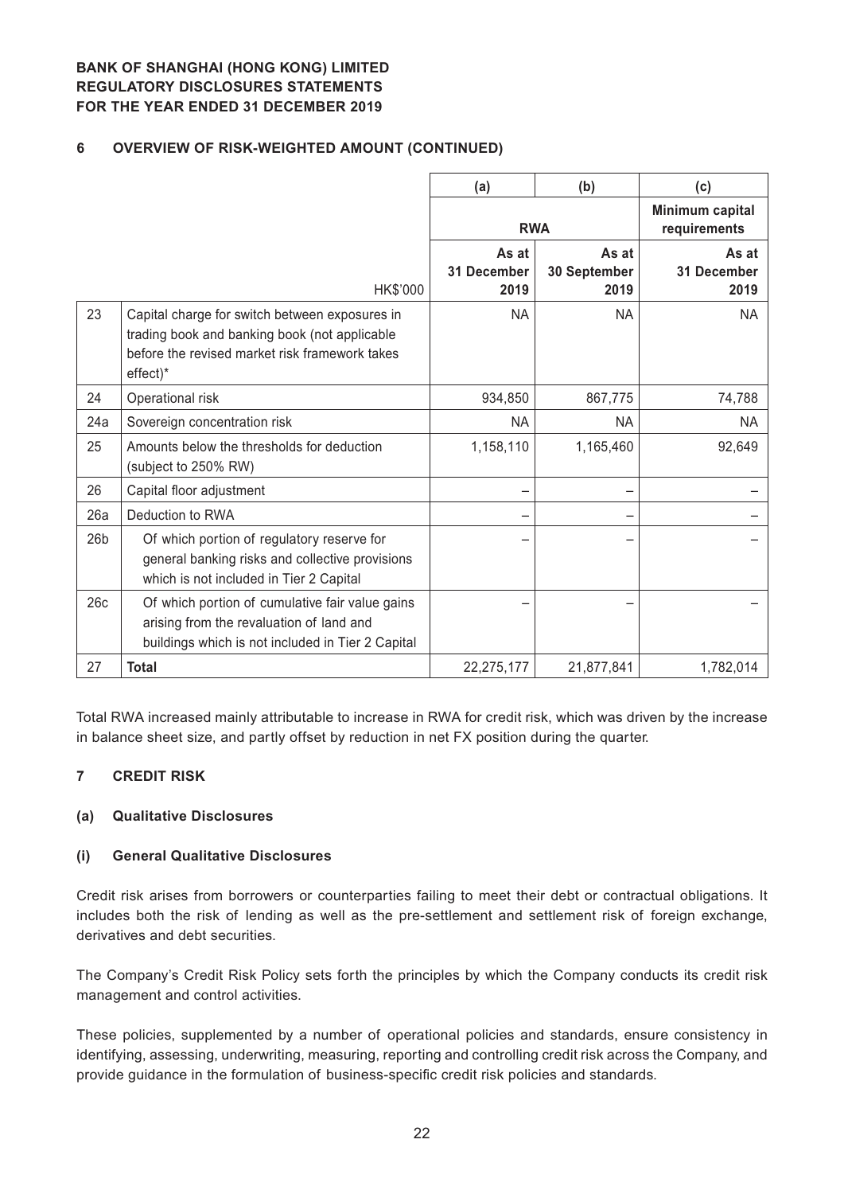## 6 OVERVIEW OF RISK-WEIGHTED AMOUNT (CONTINUED)

| | | (a) | (b) | (c) |
|---|---|---|---|---|
| | | RWA | | Minimum capital requirements |
| | HK$'000 | As at 31 December 2019 | As at 30 September 2019 | As at 31 December 2019 |
| 23 | Capital charge for switch between exposures in trading book and banking book (not applicable before the revised market risk framework takes effect)* | NA | NA | NA |
| 24 | Operational risk | 934,850 | 867,775 | 74,788 |
| 24a | Sovereign concentration risk | NA | NA | NA |
| 25 | Amounts below the thresholds for deduction (subject to 250% RW) | 1,158,110 | 1,165,460 | 92,649 |
| 26 | Capital floor adjustment | – | – | – |
| 26a | Deduction to RWA | – | – | – |
| 26b | Of which portion of regulatory reserve for general banking risks and collective provisions which is not included in Tier 2 Capital | – | – | – |
| 26c | Of which portion of cumulative fair value gains arising from the revaluation of land and buildings which is not included in Tier 2 Capital | – | – | – |
| 27 | **Total** | 22,275,177 | 21,877,841 | 1,782,014 |

Total RWA increased mainly attributable to increase in RWA for credit risk, which was driven by the increase in balance sheet size, and partly offset by reduction in net FX position during the quarter.

## 7 CREDIT RISK

### (a) Qualitative Disclosures

#### (i) General Qualitative Disclosures

Credit risk arises from borrowers or counterparties failing to meet their debt or contractual obligations. It includes both the risk of lending as well as the pre-settlement and settlement risk of foreign exchange, derivatives and debt securities.

The Company's Credit Risk Policy sets forth the principles by which the Company conducts its credit risk management and control activities.

These policies, supplemented by a number of operational policies and standards, ensure consistency in identifying, assessing, underwriting, measuring, reporting and controlling credit risk across the Company, and provide guidance in the formulation of business-specific credit risk policies and standards.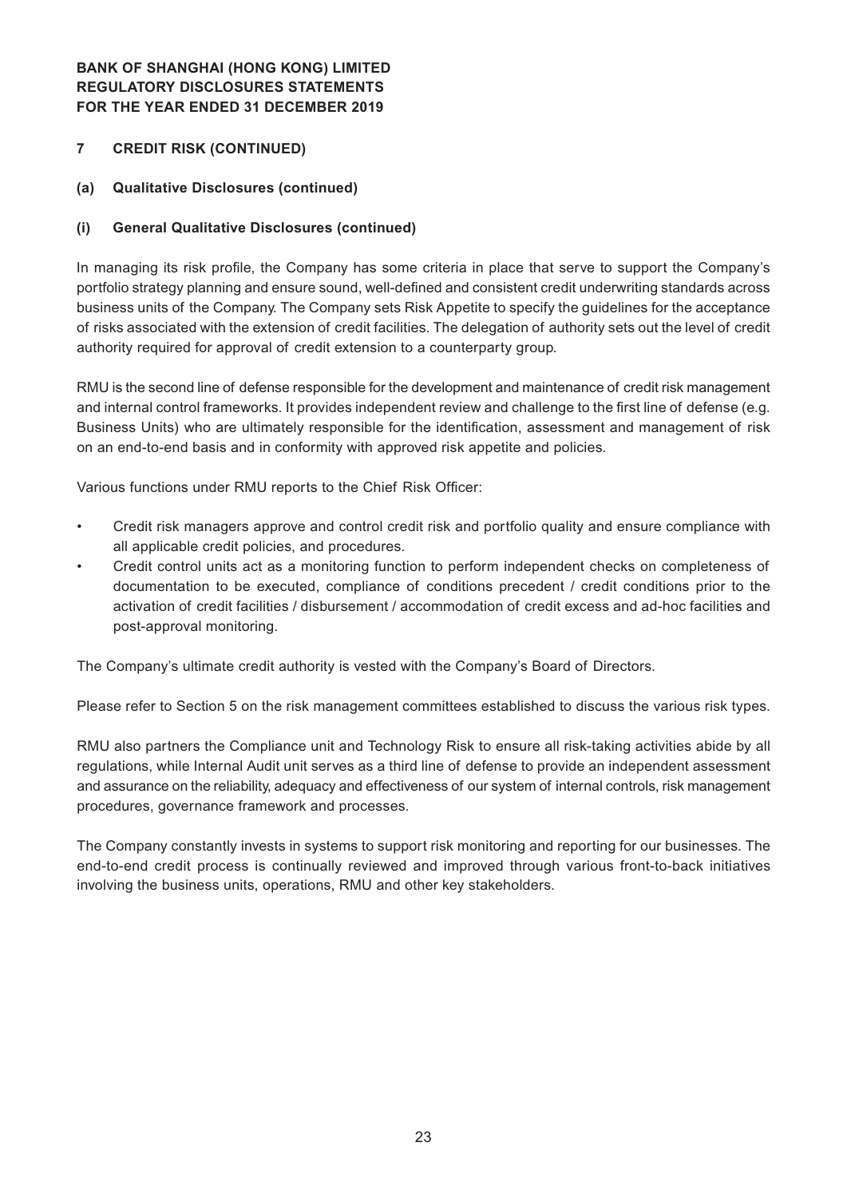**BANK OF SHANGHAI (HONG KONG) LIMITED**
**REGULATORY DISCLOSURES STATEMENTS**
**FOR THE YEAR ENDED 31 DECEMBER 2019**

## 7 CREDIT RISK (CONTINUED)

### (a) Qualitative Disclosures (continued)

#### (i) General Qualitative Disclosures (continued)

In managing its risk profile, the Company has some criteria in place that serve to support the Company's portfolio strategy planning and ensure sound, well-defined and consistent credit underwriting standards across business units of the Company. The Company sets Risk Appetite to specify the guidelines for the acceptance of risks associated with the extension of credit facilities. The delegation of authority sets out the level of credit authority required for approval of credit extension to a counterparty group.

RMU is the second line of defense responsible for the development and maintenance of credit risk management and internal control frameworks. It provides independent review and challenge to the first line of defense (e.g. Business Units) who are ultimately responsible for the identification, assessment and management of risk on an end-to-end basis and in conformity with approved risk appetite and policies.

Various functions under RMU reports to the Chief Risk Officer:

- Credit risk managers approve and control credit risk and portfolio quality and ensure compliance with all applicable credit policies, and procedures.
- Credit control units act as a monitoring function to perform independent checks on completeness of documentation to be executed, compliance of conditions precedent / credit conditions prior to the activation of credit facilities / disbursement / accommodation of credit excess and ad-hoc facilities and post-approval monitoring.

The Company's ultimate credit authority is vested with the Company's Board of Directors.

Please refer to Section 5 on the risk management committees established to discuss the various risk types.

RMU also partners the Compliance unit and Technology Risk to ensure all risk-taking activities abide by all regulations, while Internal Audit unit serves as a third line of defense to provide an independent assessment and assurance on the reliability, adequacy and effectiveness of our system of internal controls, risk management procedures, governance framework and processes.

The Company constantly invests in systems to support risk monitoring and reporting for our businesses. The end-to-end credit process is continually reviewed and improved through various front-to-back initiatives involving the business units, operations, RMU and other key stakeholders.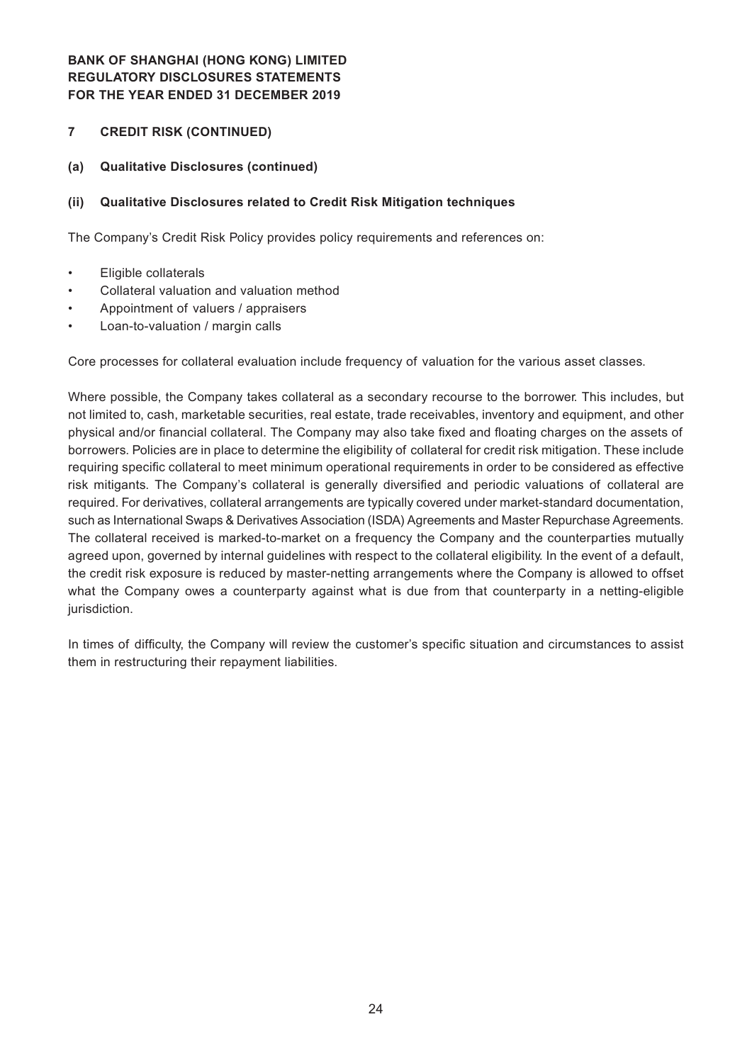## 7 CREDIT RISK (CONTINUED)

### (a) Qualitative Disclosures (continued)

### (ii) Qualitative Disclosures related to Credit Risk Mitigation techniques

The Company's Credit Risk Policy provides policy requirements and references on:

- Eligible collaterals
- Collateral valuation and valuation method
- Appointment of valuers / appraisers
- Loan-to-valuation / margin calls

Core processes for collateral evaluation include frequency of valuation for the various asset classes.

Where possible, the Company takes collateral as a secondary recourse to the borrower. This includes, but not limited to, cash, marketable securities, real estate, trade receivables, inventory and equipment, and other physical and/or financial collateral. The Company may also take fixed and floating charges on the assets of borrowers. Policies are in place to determine the eligibility of collateral for credit risk mitigation. These include requiring specific collateral to meet minimum operational requirements in order to be considered as effective risk mitigants. The Company's collateral is generally diversified and periodic valuations of collateral are required. For derivatives, collateral arrangements are typically covered under market-standard documentation, such as International Swaps & Derivatives Association (ISDA) Agreements and Master Repurchase Agreements. The collateral received is marked-to-market on a frequency the Company and the counterparties mutually agreed upon, governed by internal guidelines with respect to the collateral eligibility. In the event of a default, the credit risk exposure is reduced by master-netting arrangements where the Company is allowed to offset what the Company owes a counterparty against what is due from that counterparty in a netting-eligible jurisdiction.

In times of difficulty, the Company will review the customer's specific situation and circumstances to assist them in restructuring their repayment liabilities.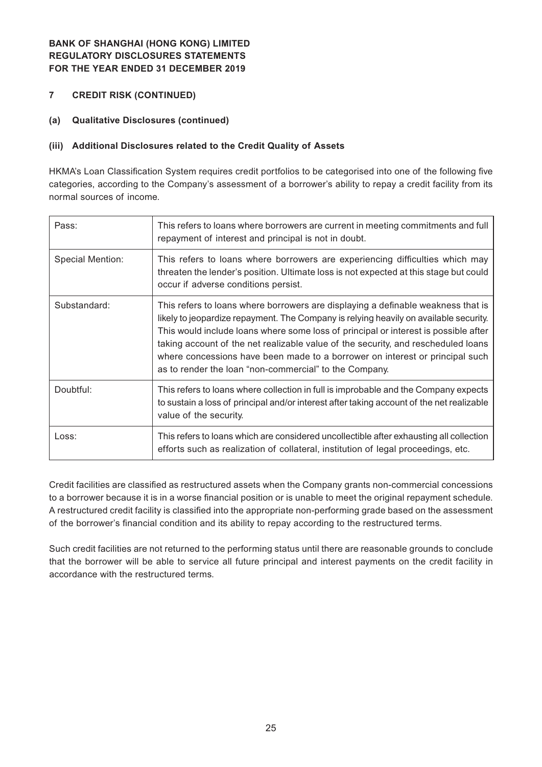## 7 CREDIT RISK (CONTINUED)

### (a) Qualitative Disclosures (continued)

#### (iii) Additional Disclosures related to the Credit Quality of Assets

HKMA's Loan Classification System requires credit portfolios to be categorised into one of the following five categories, according to the Company's assessment of a borrower's ability to repay a credit facility from its normal sources of income.

| | |
|---|---|
| Pass: | This refers to loans where borrowers are current in meeting commitments and full repayment of interest and principal is not in doubt. |
| Special Mention: | This refers to loans where borrowers are experiencing difficulties which may threaten the lender's position. Ultimate loss is not expected at this stage but could occur if adverse conditions persist. |
| Substandard: | This refers to loans where borrowers are displaying a definable weakness that is likely to jeopardize repayment. The Company is relying heavily on available security. This would include loans where some loss of principal or interest is possible after taking account of the net realizable value of the security, and rescheduled loans where concessions have been made to a borrower on interest or principal such as to render the loan "non-commercial" to the Company. |
| Doubtful: | This refers to loans where collection in full is improbable and the Company expects to sustain a loss of principal and/or interest after taking account of the net realizable value of the security. |
| Loss: | This refers to loans which are considered uncollectible after exhausting all collection efforts such as realization of collateral, institution of legal proceedings, etc. |

Credit facilities are classified as restructured assets when the Company grants non-commercial concessions to a borrower because it is in a worse financial position or is unable to meet the original repayment schedule. A restructured credit facility is classified into the appropriate non-performing grade based on the assessment of the borrower's financial condition and its ability to repay according to the restructured terms.

Such credit facilities are not returned to the performing status until there are reasonable grounds to conclude that the borrower will be able to service all future principal and interest payments on the credit facility in accordance with the restructured terms.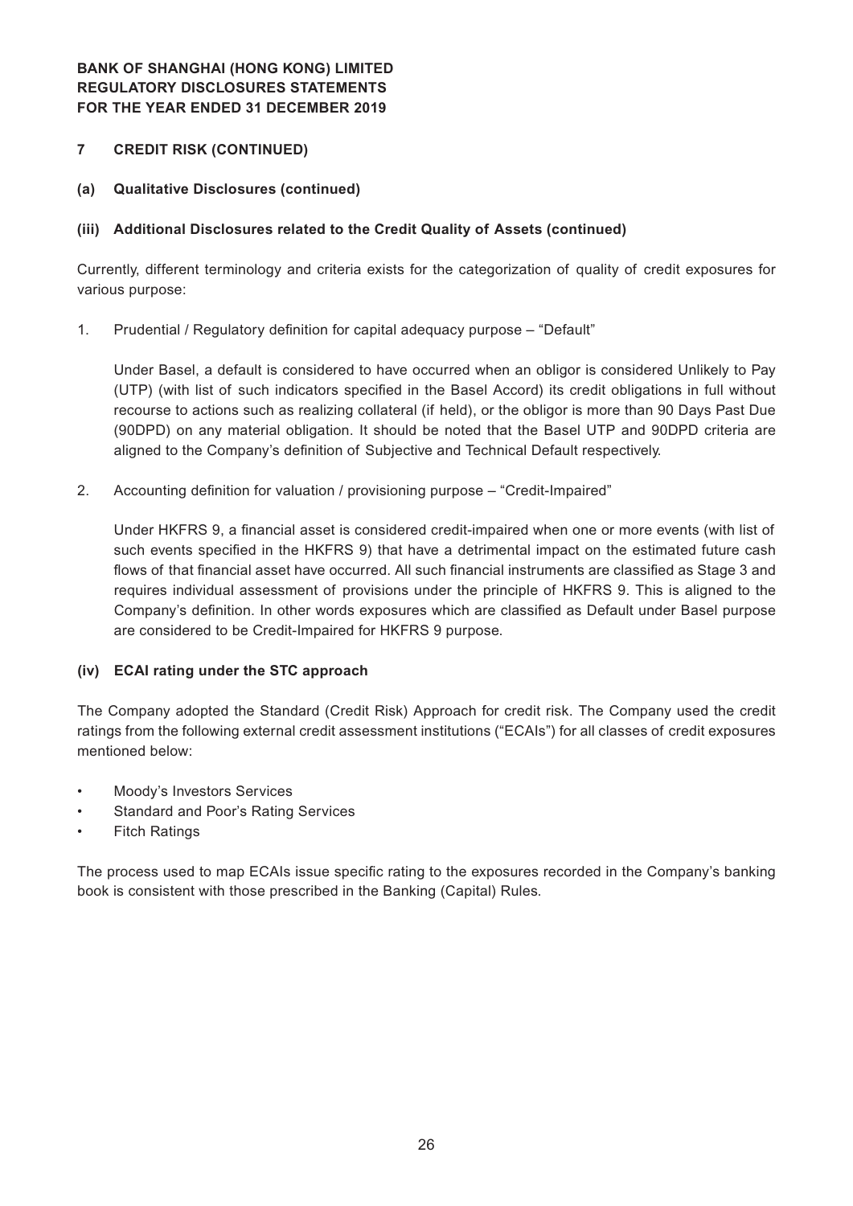## 7 CREDIT RISK (CONTINUED)

### (a) Qualitative Disclosures (continued)

#### (iii) Additional Disclosures related to the Credit Quality of Assets (continued)

Currently, different terminology and criteria exists for the categorization of quality of credit exposures for various purpose:

1. Prudential / Regulatory definition for capital adequacy purpose – "Default"

   Under Basel, a default is considered to have occurred when an obligor is considered Unlikely to Pay (UTP) (with list of such indicators specified in the Basel Accord) its credit obligations in full without recourse to actions such as realizing collateral (if held), or the obligor is more than 90 Days Past Due (90DPD) on any material obligation. It should be noted that the Basel UTP and 90DPD criteria are aligned to the Company's definition of Subjective and Technical Default respectively.

2. Accounting definition for valuation / provisioning purpose – "Credit-Impaired"

   Under HKFRS 9, a financial asset is considered credit-impaired when one or more events (with list of such events specified in the HKFRS 9) that have a detrimental impact on the estimated future cash flows of that financial asset have occurred. All such financial instruments are classified as Stage 3 and requires individual assessment of provisions under the principle of HKFRS 9. This is aligned to the Company's definition. In other words exposures which are classified as Default under Basel purpose are considered to be Credit-Impaired for HKFRS 9 purpose.

#### (iv) ECAI rating under the STC approach

The Company adopted the Standard (Credit Risk) Approach for credit risk. The Company used the credit ratings from the following external credit assessment institutions ("ECAIs") for all classes of credit exposures mentioned below:

- Moody's Investors Services
- Standard and Poor's Rating Services
- Fitch Ratings

The process used to map ECAIs issue specific rating to the exposures recorded in the Company's banking book is consistent with those prescribed in the Banking (Capital) Rules.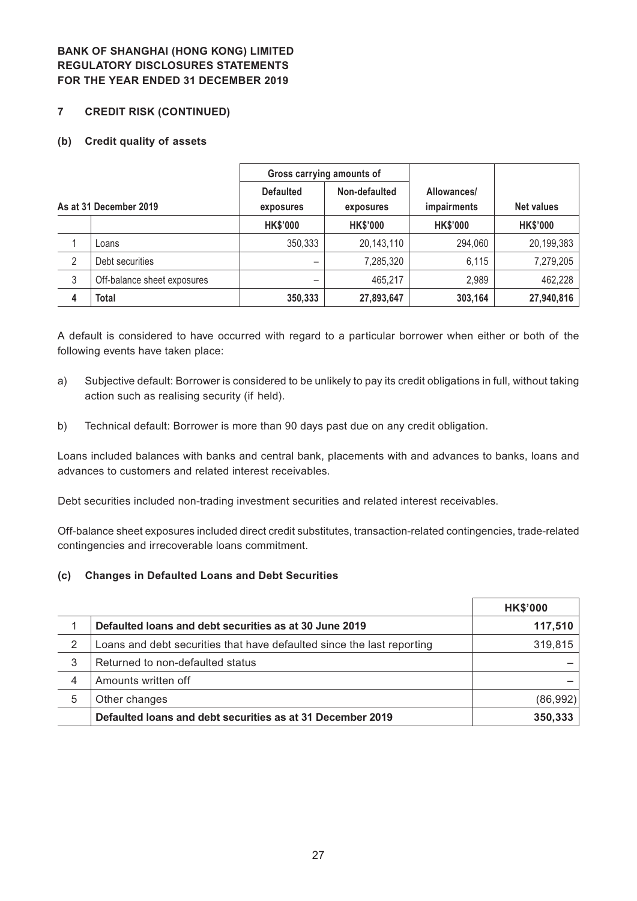**BANK OF SHANGHAI (HONG KONG) LIMITED**
**REGULATORY DISCLOSURES STATEMENTS**
**FOR THE YEAR ENDED 31 DECEMBER 2019**

## 7 CREDIT RISK (CONTINUED)

### (b) Credit quality of assets

| As at 31 December 2019 | | Gross carrying amounts of | | Allowances/ impairments | Net values |
|---|---|---|---|---|---|
| | | Defaulted exposures | Non-defaulted exposures | | |
| | | HK$'000 | HK$'000 | HK$'000 | HK$'000 |
| 1 | Loans | 350,333 | 20,143,110 | 294,060 | 20,199,383 |
| 2 | Debt securities | – | 7,285,320 | 6,115 | 7,279,205 |
| 3 | Off-balance sheet exposures | – | 465,217 | 2,989 | 462,228 |
| 4 | **Total** | **350,333** | **27,893,647** | **303,164** | **27,940,816** |

A default is considered to have occurred with regard to a particular borrower when either or both of the following events have taken place:

a) Subjective default: Borrower is considered to be unlikely to pay its credit obligations in full, without taking action such as realising security (if held).

b) Technical default: Borrower is more than 90 days past due on any credit obligation.

Loans included balances with banks and central bank, placements with and advances to banks, loans and advances to customers and related interest receivables.

Debt securities included non-trading investment securities and related interest receivables.

Off-balance sheet exposures included direct credit substitutes, transaction-related contingencies, trade-related contingencies and irrecoverable loans commitment.

### (c) Changes in Defaulted Loans and Debt Securities

| | | HK$'000 |
|---|---|---|
| 1 | **Defaulted loans and debt securities as at 30 June 2019** | **117,510** |
| 2 | Loans and debt securities that have defaulted since the last reporting | 319,815 |
| 3 | Returned to non-defaulted status | – |
| 4 | Amounts written off | – |
| 5 | Other changes | (86,992) |
| | **Defaulted loans and debt securities as at 31 December 2019** | **350,333** |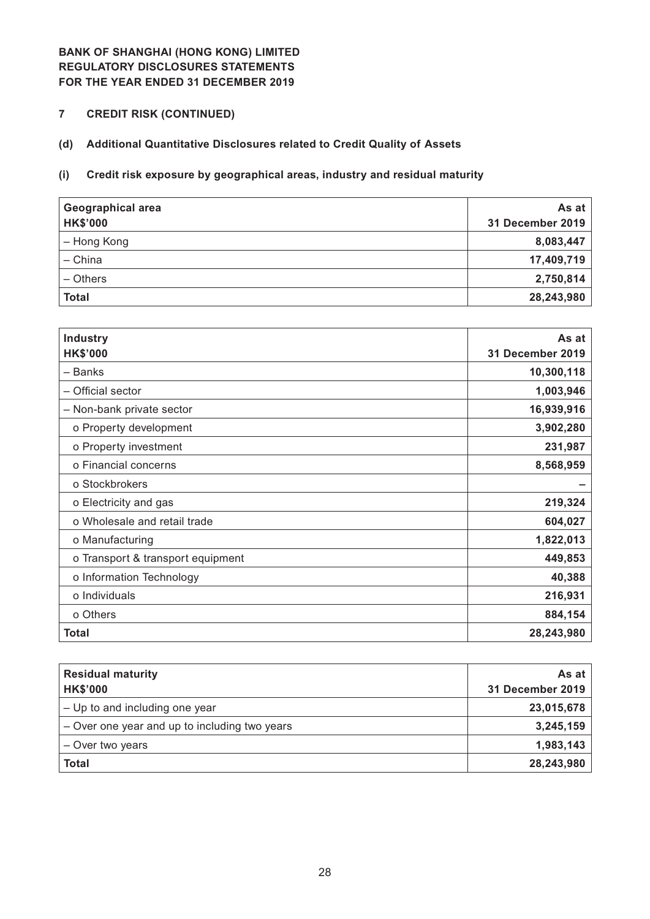**BANK OF SHANGHAI (HONG KONG) LIMITED**
**REGULATORY DISCLOSURES STATEMENTS**
**FOR THE YEAR ENDED 31 DECEMBER 2019**

## 7 CREDIT RISK (CONTINUED)

### (d) Additional Quantitative Disclosures related to Credit Quality of Assets

#### (i) Credit risk exposure by geographical areas, industry and residual maturity

| Geographical area<br>HK$'000 | As at<br>31 December 2019 |
|---|---|
| – Hong Kong | 8,083,447 |
| – China | 17,409,719 |
| – Others | 2,750,814 |
| **Total** | **28,243,980** |

| Industry<br>HK$'000 | As at<br>31 December 2019 |
|---|---|
| – Banks | 10,300,118 |
| – Official sector | 1,003,946 |
| – Non-bank private sector | 16,939,916 |
| o Property development | 3,902,280 |
| o Property investment | 231,987 |
| o Financial concerns | 8,568,959 |
| o Stockbrokers | – |
| o Electricity and gas | 219,324 |
| o Wholesale and retail trade | 604,027 |
| o Manufacturing | 1,822,013 |
| o Transport & transport equipment | 449,853 |
| o Information Technology | 40,388 |
| o Individuals | 216,931 |
| o Others | 884,154 |
| **Total** | **28,243,980** |

| Residual maturity<br>HK$'000 | As at<br>31 December 2019 |
|---|---|
| – Up to and including one year | 23,015,678 |
| – Over one year and up to including two years | 3,245,159 |
| – Over two years | 1,983,143 |
| **Total** | **28,243,980** |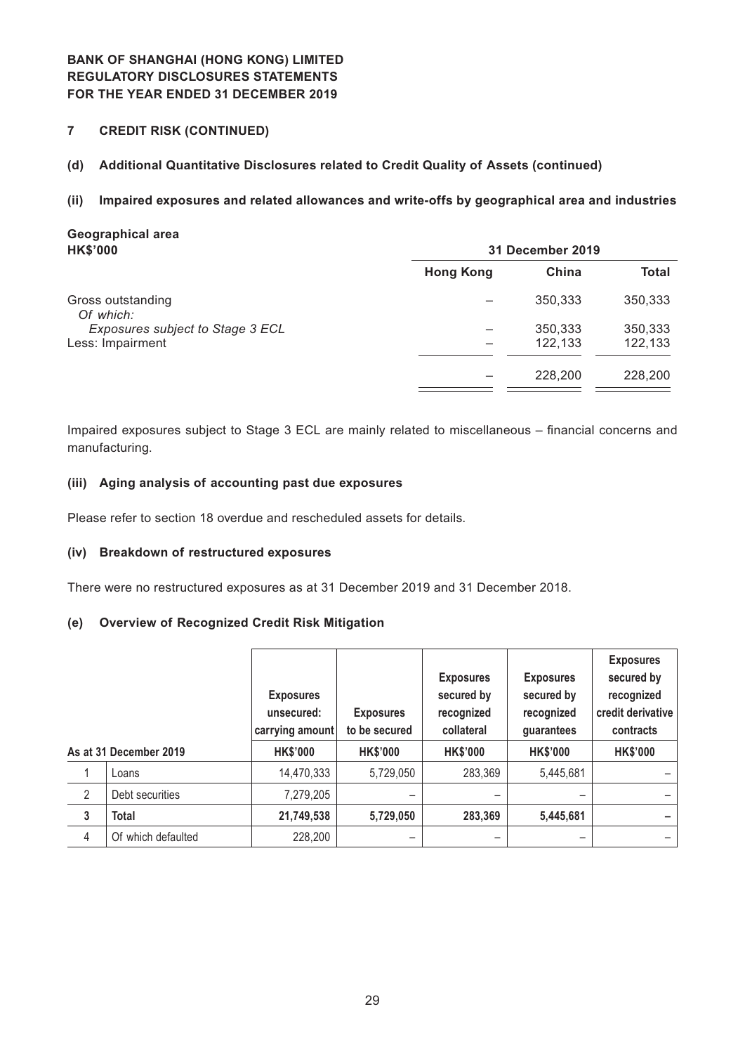**BANK OF SHANGHAI (HONG KONG) LIMITED**
**REGULATORY DISCLOSURES STATEMENTS**
**FOR THE YEAR ENDED 31 DECEMBER 2019**

## 7 CREDIT RISK (CONTINUED)

### (d) Additional Quantitative Disclosures related to Credit Quality of Assets (continued)

#### (ii) Impaired exposures and related allowances and write-offs by geographical area and industries

**Geographical area**

| HK$'000 | 31 December 2019 | | |
|---|---|---|---|
| | **Hong Kong** | **China** | **Total** |
| Gross outstanding | – | 350,333 | 350,333 |
| *Of which:* | | | |
| *Exposures subject to Stage 3 ECL* | – | 350,333 | 350,333 |
| Less: Impairment | – | 122,133 | 122,133 |
| | – | 228,200 | 228,200 |

Impaired exposures subject to Stage 3 ECL are mainly related to miscellaneous – financial concerns and manufacturing.

#### (iii) Aging analysis of accounting past due exposures

Please refer to section 18 overdue and rescheduled assets for details.

#### (iv) Breakdown of restructured exposures

There were no restructured exposures as at 31 December 2019 and 31 December 2018.

### (e) Overview of Recognized Credit Risk Mitigation

| | As at 31 December 2019 | Exposures unsecured: carrying amount<br>HK$'000 | Exposures to be secured<br>HK$'000 | Exposures secured by recognized collateral<br>HK$'000 | Exposures secured by recognized guarantees<br>HK$'000 | Exposures secured by recognized credit derivative contracts<br>HK$'000 |
|---|---|---|---|---|---|---|
| 1 | Loans | 14,470,333 | 5,729,050 | 283,369 | 5,445,681 | – |
| 2 | Debt securities | 7,279,205 | – | – | – | – |
| **3** | **Total** | **21,749,538** | **5,729,050** | **283,369** | **5,445,681** | **–** |
| 4 | Of which defaulted | 228,200 | – | – | – | – |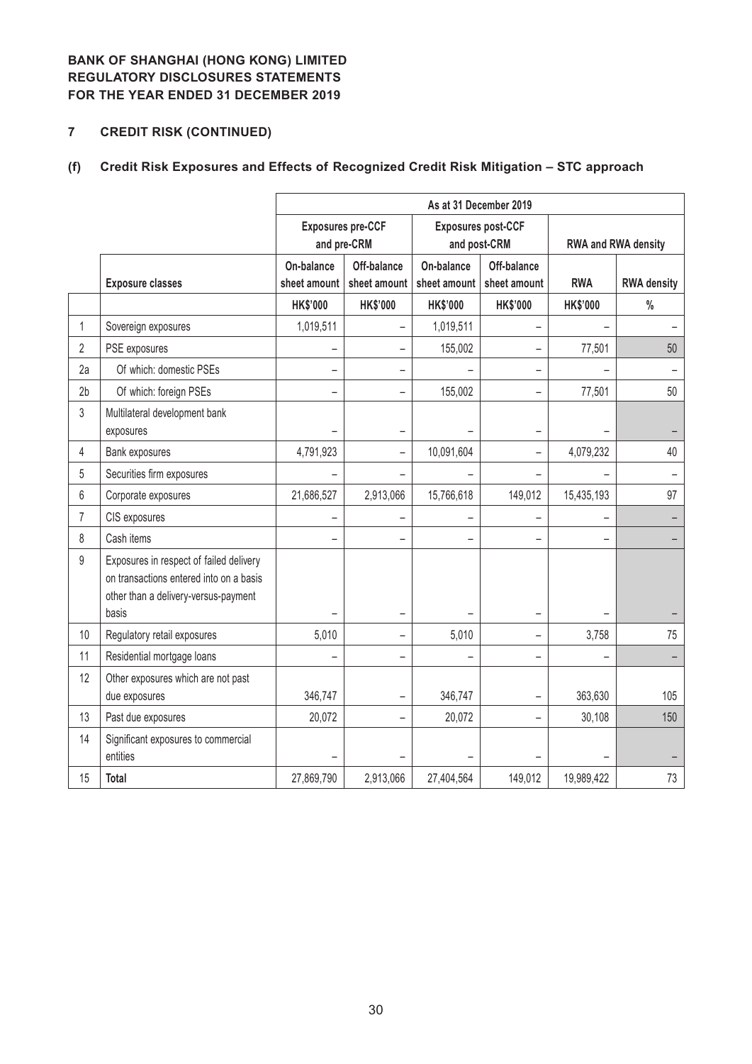**BANK OF SHANGHAI (HONG KONG) LIMITED**
**REGULATORY DISCLOSURES STATEMENTS**
**FOR THE YEAR ENDED 31 DECEMBER 2019**

## 7 CREDIT RISK (CONTINUED)

### (f) Credit Risk Exposures and Effects of Recognized Credit Risk Mitigation – STC approach

| | | As at 31 December 2019 | | | | | |
|---|---|---|---|---|---|---|---|
| | | Exposures pre-CCF and pre-CRM | | Exposures post-CCF and post-CRM | | RWA and RWA density | |
| | **Exposure classes** | On-balance sheet amount | Off-balance sheet amount | On-balance sheet amount | Off-balance sheet amount | RWA | RWA density |
| | | HK$'000 | HK$'000 | HK$'000 | HK$'000 | HK$'000 | % |
| 1 | Sovereign exposures | 1,019,511 | – | 1,019,511 | – | – | – |
| 2 | PSE exposures | – | – | 155,002 | – | 77,501 | 50 |
| 2a | Of which: domestic PSEs | – | – | – | – | – | – |
| 2b | Of which: foreign PSEs | – | – | 155,002 | – | 77,501 | 50 |
| 3 | Multilateral development bank exposures | – | – | – | – | – | – |
| 4 | Bank exposures | 4,791,923 | – | 10,091,604 | – | 4,079,232 | 40 |
| 5 | Securities firm exposures | – | – | – | – | – | – |
| 6 | Corporate exposures | 21,686,527 | 2,913,066 | 15,766,618 | 149,012 | 15,435,193 | 97 |
| 7 | CIS exposures | – | – | – | – | – | – |
| 8 | Cash items | – | – | – | – | – | – |
| 9 | Exposures in respect of failed delivery on transactions entered into on a basis other than a delivery-versus-payment basis | – | – | – | – | – | – |
| 10 | Regulatory retail exposures | 5,010 | – | 5,010 | – | 3,758 | 75 |
| 11 | Residential mortgage loans | – | – | – | – | – | – |
| 12 | Other exposures which are not past due exposures | 346,747 | – | 346,747 | – | 363,630 | 105 |
| 13 | Past due exposures | 20,072 | – | 20,072 | – | 30,108 | 150 |
| 14 | Significant exposures to commercial entities | – | – | – | – | – | – |
| 15 | **Total** | 27,869,790 | 2,913,066 | 27,404,564 | 149,012 | 19,989,422 | 73 |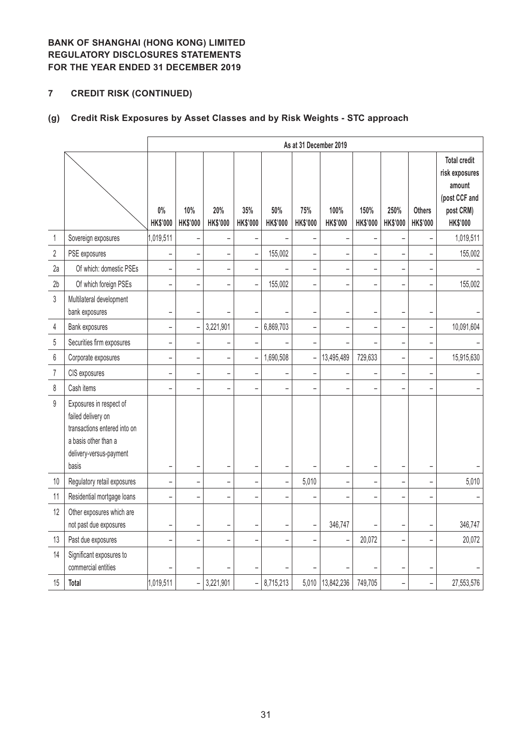**BANK OF SHANGHAI (HONG KONG) LIMITED**
**REGULATORY DISCLOSURES STATEMENTS**
**FOR THE YEAR ENDED 31 DECEMBER 2019**

## 7 CREDIT RISK (CONTINUED)

### (g) Credit Risk Exposures by Asset Classes and by Risk Weights - STC approach

| | | As at 31 December 2019 | | | | | | | | | | |
|---|---|---|---|---|---|---|---|---|---|---|---|---|
| | | 0% HK$'000 | 10% HK$'000 | 20% HK$'000 | 35% HK$'000 | 50% HK$'000 | 75% HK$'000 | 100% HK$'000 | 150% HK$'000 | 250% HK$'000 | Others HK$'000 | Total credit risk exposures amount (post CCF and post CRM) HK$'000 |
| 1 | Sovereign exposures | 1,019,511 | – | – | – | – | – | – | – | – | – | 1,019,511 |
| 2 | PSE exposures | – | – | – | – | 155,002 | – | – | – | – | – | 155,002 |
| 2a | Of which: domestic PSEs | – | – | – | – | – | – | – | – | – | – | – |
| 2b | Of which foreign PSEs | – | – | – | – | 155,002 | – | – | – | – | – | 155,002 |
| 3 | Multilateral development bank exposures | – | – | – | – | – | – | – | – | – | – | – |
| 4 | Bank exposures | – | – | 3,221,901 | – | 6,869,703 | – | – | – | – | – | 10,091,604 |
| 5 | Securities firm exposures | – | – | – | – | – | – | – | – | – | – | – |
| 6 | Corporate exposures | – | – | – | – | 1,690,508 | – | 13,495,489 | 729,633 | – | – | 15,915,630 |
| 7 | CIS exposures | – | – | – | – | – | – | – | – | – | – | – |
| 8 | Cash items | – | – | – | – | – | – | – | – | – | – | – |
| 9 | Exposures in respect of failed delivery on transactions entered into on a basis other than a delivery-versus-payment basis | – | – | – | – | – | – | – | – | – | – | – |
| 10 | Regulatory retail exposures | – | – | – | – | – | 5,010 | – | – | – | – | 5,010 |
| 11 | Residential mortgage loans | – | – | – | – | – | – | – | – | – | – | – |
| 12 | Other exposures which are not past due exposures | – | – | – | – | – | – | 346,747 | – | – | – | 346,747 |
| 13 | Past due exposures | – | – | – | – | – | – | – | 20,072 | – | – | 20,072 |
| 14 | Significant exposures to commercial entities | – | – | – | – | – | – | – | – | – | – | – |
| 15 | **Total** | 1,019,511 | – | 3,221,901 | – | 8,715,213 | 5,010 | 13,842,236 | 749,705 | – | – | 27,553,576 |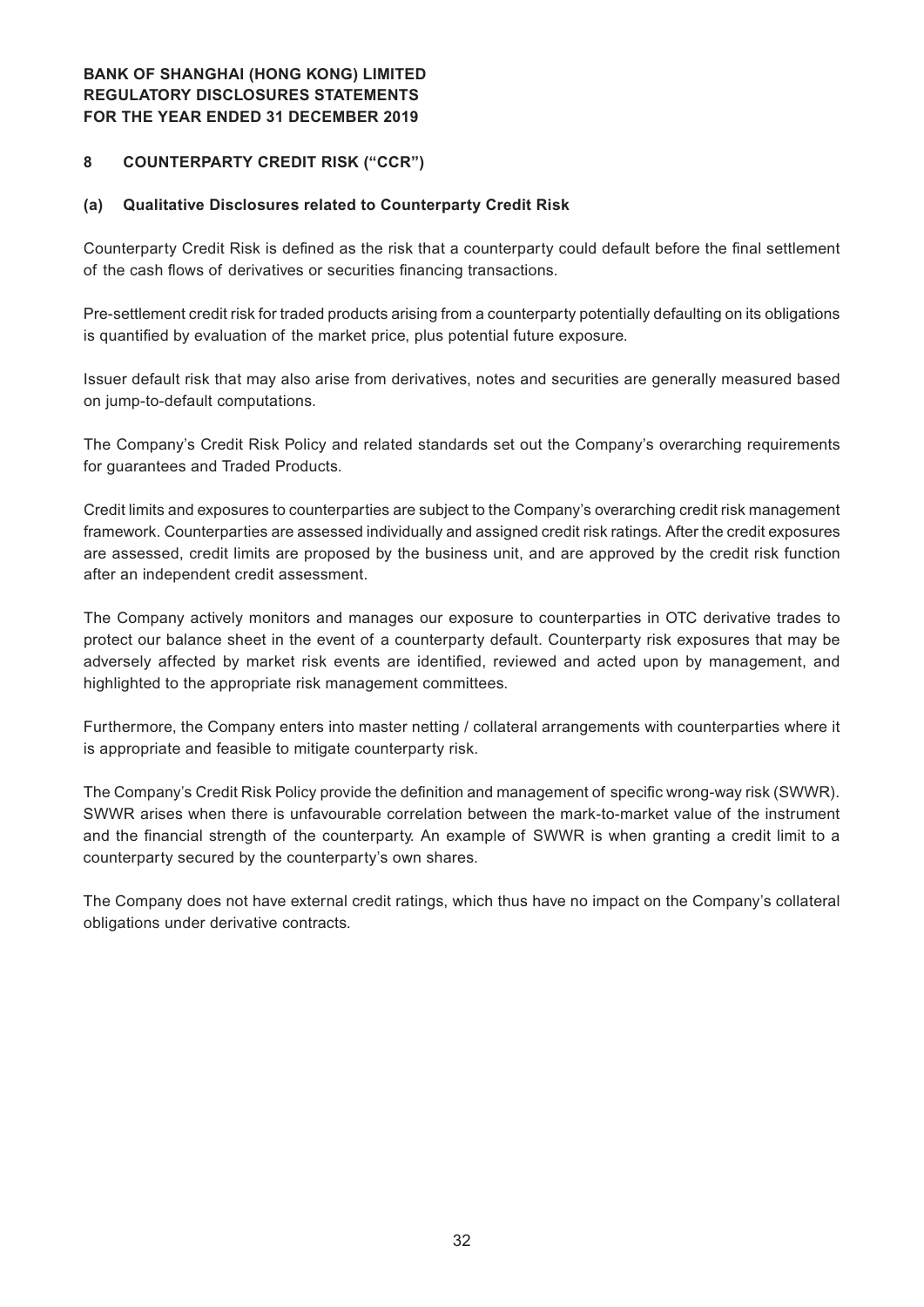## 8 COUNTERPARTY CREDIT RISK ("CCR")

### (a) Qualitative Disclosures related to Counterparty Credit Risk

Counterparty Credit Risk is defined as the risk that a counterparty could default before the final settlement of the cash flows of derivatives or securities financing transactions.

Pre-settlement credit risk for traded products arising from a counterparty potentially defaulting on its obligations is quantified by evaluation of the market price, plus potential future exposure.

Issuer default risk that may also arise from derivatives, notes and securities are generally measured based on jump-to-default computations.

The Company's Credit Risk Policy and related standards set out the Company's overarching requirements for guarantees and Traded Products.

Credit limits and exposures to counterparties are subject to the Company's overarching credit risk management framework. Counterparties are assessed individually and assigned credit risk ratings. After the credit exposures are assessed, credit limits are proposed by the business unit, and are approved by the credit risk function after an independent credit assessment.

The Company actively monitors and manages our exposure to counterparties in OTC derivative trades to protect our balance sheet in the event of a counterparty default. Counterparty risk exposures that may be adversely affected by market risk events are identified, reviewed and acted upon by management, and highlighted to the appropriate risk management committees.

Furthermore, the Company enters into master netting / collateral arrangements with counterparties where it is appropriate and feasible to mitigate counterparty risk.

The Company's Credit Risk Policy provide the definition and management of specific wrong-way risk (SWWR). SWWR arises when there is unfavourable correlation between the mark-to-market value of the instrument and the financial strength of the counterparty. An example of SWWR is when granting a credit limit to a counterparty secured by the counterparty's own shares.

The Company does not have external credit ratings, which thus have no impact on the Company's collateral obligations under derivative contracts.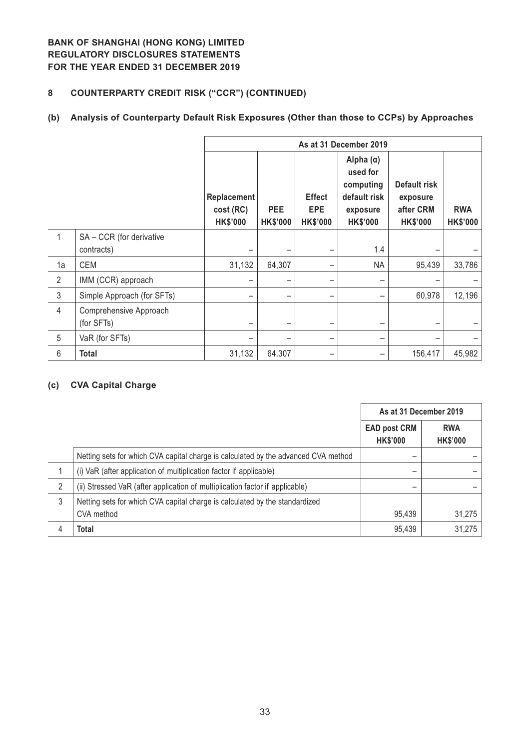**BANK OF SHANGHAI (HONG KONG) LIMITED**
**REGULATORY DISCLOSURES STATEMENTS**
**FOR THE YEAR ENDED 31 DECEMBER 2019**

## 8 COUNTERPARTY CREDIT RISK ("CCR") (CONTINUED)

### (b) Analysis of Counterparty Default Risk Exposures (Other than those to CCPs) by Approaches

| | | As at 31 December 2019 | | | | | |
|---|---|---|---|---|---|---|---|
| | | Replacement cost (RC) HK$'000 | PEE HK$'000 | Effect EPE HK$'000 | Alpha (α) used for computing default risk exposure HK$'000 | Default risk exposure after CRM HK$'000 | RWA HK$'000 |
| 1 | SA – CCR (for derivative contracts) | – | – | – | 1.4 | – | – |
| 1a | CEM | 31,132 | 64,307 | – | NA | 95,439 | 33,786 |
| 2 | IMM (CCR) approach | – | – | – | – | – | – |
| 3 | Simple Approach (for SFTs) | – | – | – | – | 60,978 | 12,196 |
| 4 | Comprehensive Approach (for SFTs) | – | – | – | – | – | – |
| 5 | VaR (for SFTs) | – | – | – | – | – | – |
| 6 | **Total** | 31,132 | 64,307 | – | – | 156,417 | 45,982 |

### (c) CVA Capital Charge

| | | As at 31 December 2019 | |
|---|---|---|---|
| | | EAD post CRM HK$'000 | RWA HK$'000 |
| | Netting sets for which CVA capital charge is calculated by the advanced CVA method | – | – |
| 1 | (i) VaR (after application of multiplication factor if applicable) | – | – |
| 2 | (ii) Stressed VaR (after application of multiplication factor if applicable) | – | – |
| 3 | Netting sets for which CVA capital charge is calculated by the standardized CVA method | 95,439 | 31,275 |
| 4 | **Total** | 95,439 | 31,275 |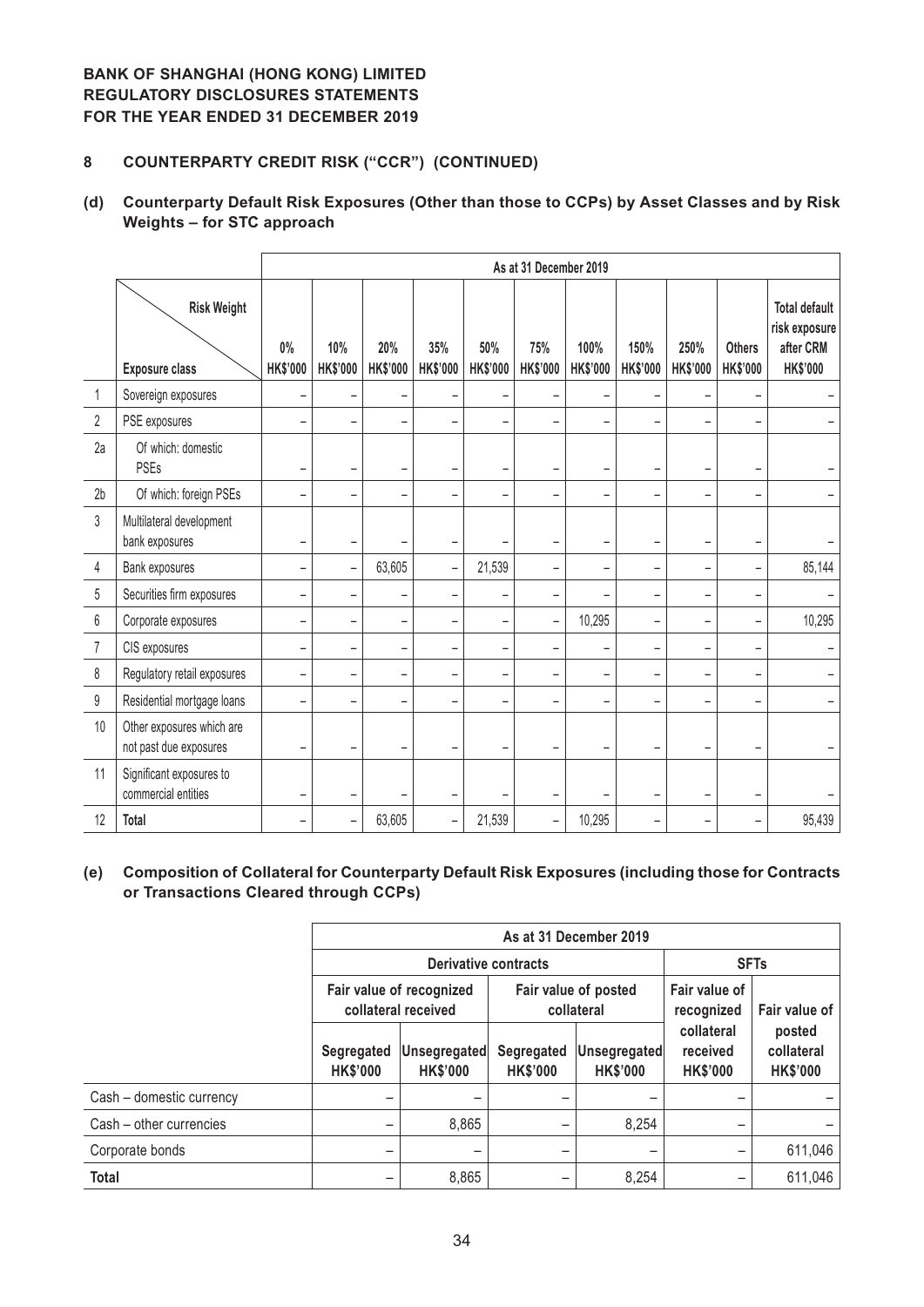**BANK OF SHANGHAI (HONG KONG) LIMITED**
**REGULATORY DISCLOSURES STATEMENTS**
**FOR THE YEAR ENDED 31 DECEMBER 2019**

## 8 COUNTERPARTY CREDIT RISK ("CCR") (CONTINUED)

### (d) Counterparty Default Risk Exposures (Other than those to CCPs) by Asset Classes and by Risk Weights – for STC approach

| | | As at 31 December 2019 | | | | | | | | | | |
|---|---|---|---|---|---|---|---|---|---|---|---|---|
| | Exposure class \ Risk Weight | 0% HK$'000 | 10% HK$'000 | 20% HK$'000 | 35% HK$'000 | 50% HK$'000 | 75% HK$'000 | 100% HK$'000 | 150% HK$'000 | 250% HK$'000 | Others HK$'000 | Total default risk exposure after CRM HK$'000 |
| 1 | Sovereign exposures | – | – | – | – | – | – | – | – | – | – | – |
| 2 | PSE exposures | – | – | – | – | – | – | – | – | – | – | – |
| 2a | Of which: domestic PSEs | – | – | – | – | – | – | – | – | – | – | – |
| 2b | Of which: foreign PSEs | – | – | – | – | – | – | – | – | – | – | – |
| 3 | Multilateral development bank exposures | – | – | – | – | – | – | – | – | – | – | – |
| 4 | Bank exposures | – | – | 63,605 | – | 21,539 | – | – | – | – | – | 85,144 |
| 5 | Securities firm exposures | – | – | – | – | – | – | – | – | – | – | – |
| 6 | Corporate exposures | – | – | – | – | – | – | 10,295 | – | – | – | 10,295 |
| 7 | CIS exposures | – | – | – | – | – | – | – | – | – | – | – |
| 8 | Regulatory retail exposures | – | – | – | – | – | – | – | – | – | – | – |
| 9 | Residential mortgage loans | – | – | – | – | – | – | – | – | – | – | – |
| 10 | Other exposures which are not past due exposures | – | – | – | – | – | – | – | – | – | – | – |
| 11 | Significant exposures to commercial entities | – | – | – | – | – | – | – | – | – | – | – |
| 12 | **Total** | – | – | 63,605 | – | 21,539 | – | 10,295 | – | – | – | 95,439 |

### (e) Composition of Collateral for Counterparty Default Risk Exposures (including those for Contracts or Transactions Cleared through CCPs)

| | As at 31 December 2019 | | | | | |
|---|---|---|---|---|---|---|
| | Derivative contracts | | | | SFTs | |
| | Fair value of recognized collateral received | | Fair value of posted collateral | | Fair value of recognized collateral received | Fair value of posted collateral |
| | Segregated HK$'000 | Unsegregated HK$'000 | Segregated HK$'000 | Unsegregated HK$'000 | HK$'000 | HK$'000 |
| Cash – domestic currency | – | – | – | – | – | – |
| Cash – other currencies | – | 8,865 | – | 8,254 | – | – |
| Corporate bonds | – | – | – | – | – | 611,046 |
| **Total** | – | 8,865 | – | 8,254 | – | 611,046 |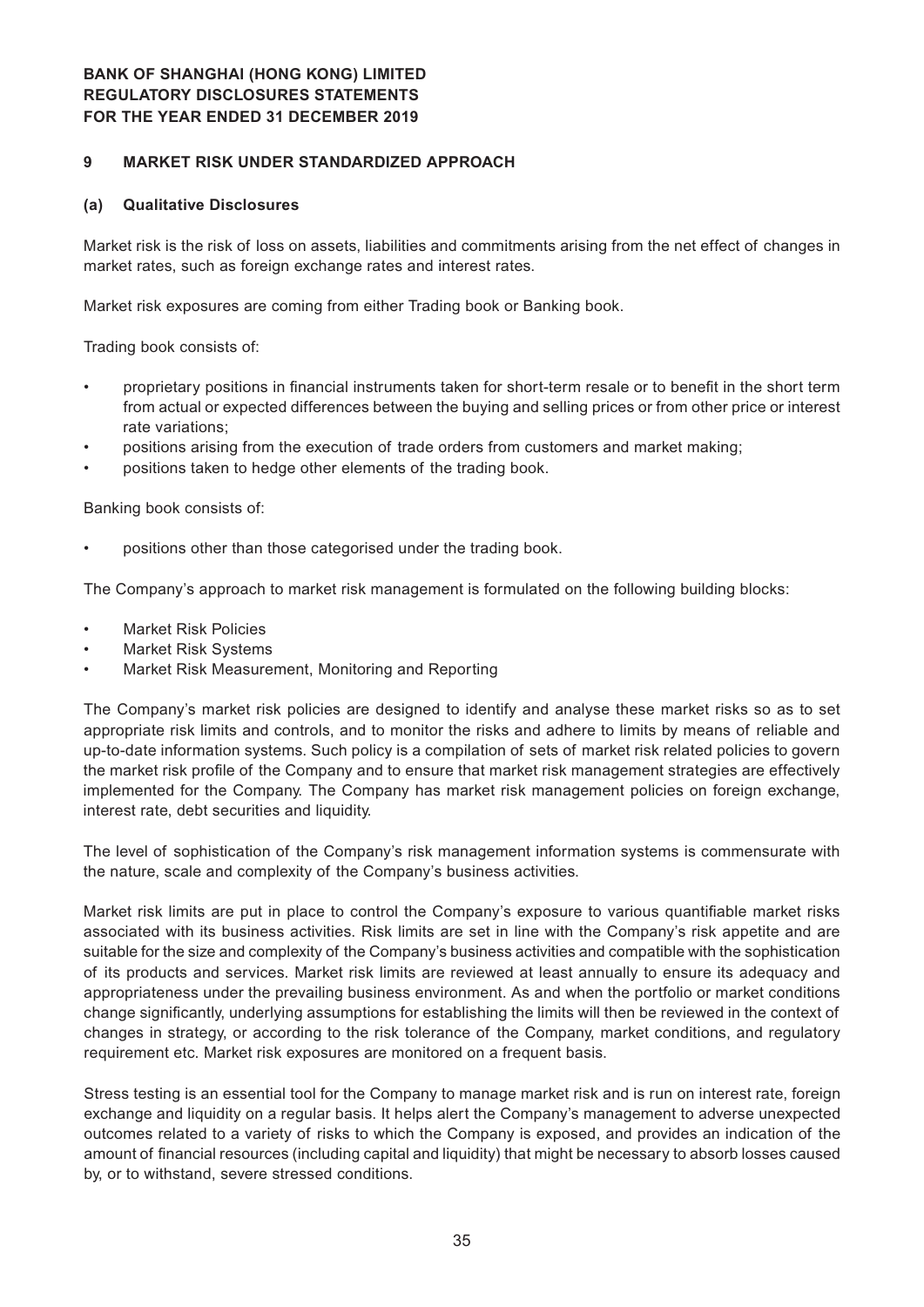## 9 MARKET RISK UNDER STANDARDIZED APPROACH

### (a) Qualitative Disclosures

Market risk is the risk of loss on assets, liabilities and commitments arising from the net effect of changes in market rates, such as foreign exchange rates and interest rates.

Market risk exposures are coming from either Trading book or Banking book.

Trading book consists of:

- proprietary positions in financial instruments taken for short-term resale or to benefit in the short term from actual or expected differences between the buying and selling prices or from other price or interest rate variations;
- positions arising from the execution of trade orders from customers and market making;
- positions taken to hedge other elements of the trading book.

Banking book consists of:

- positions other than those categorised under the trading book.

The Company's approach to market risk management is formulated on the following building blocks:

- Market Risk Policies
- Market Risk Systems
- Market Risk Measurement, Monitoring and Reporting

The Company's market risk policies are designed to identify and analyse these market risks so as to set appropriate risk limits and controls, and to monitor the risks and adhere to limits by means of reliable and up-to-date information systems. Such policy is a compilation of sets of market risk related policies to govern the market risk profile of the Company and to ensure that market risk management strategies are effectively implemented for the Company. The Company has market risk management policies on foreign exchange, interest rate, debt securities and liquidity.

The level of sophistication of the Company's risk management information systems is commensurate with the nature, scale and complexity of the Company's business activities.

Market risk limits are put in place to control the Company's exposure to various quantifiable market risks associated with its business activities. Risk limits are set in line with the Company's risk appetite and are suitable for the size and complexity of the Company's business activities and compatible with the sophistication of its products and services. Market risk limits are reviewed at least annually to ensure its adequacy and appropriateness under the prevailing business environment. As and when the portfolio or market conditions change significantly, underlying assumptions for establishing the limits will then be reviewed in the context of changes in strategy, or according to the risk tolerance of the Company, market conditions, and regulatory requirement etc. Market risk exposures are monitored on a frequent basis.

Stress testing is an essential tool for the Company to manage market risk and is run on interest rate, foreign exchange and liquidity on a regular basis. It helps alert the Company's management to adverse unexpected outcomes related to a variety of risks to which the Company is exposed, and provides an indication of the amount of financial resources (including capital and liquidity) that might be necessary to absorb losses caused by, or to withstand, severe stressed conditions.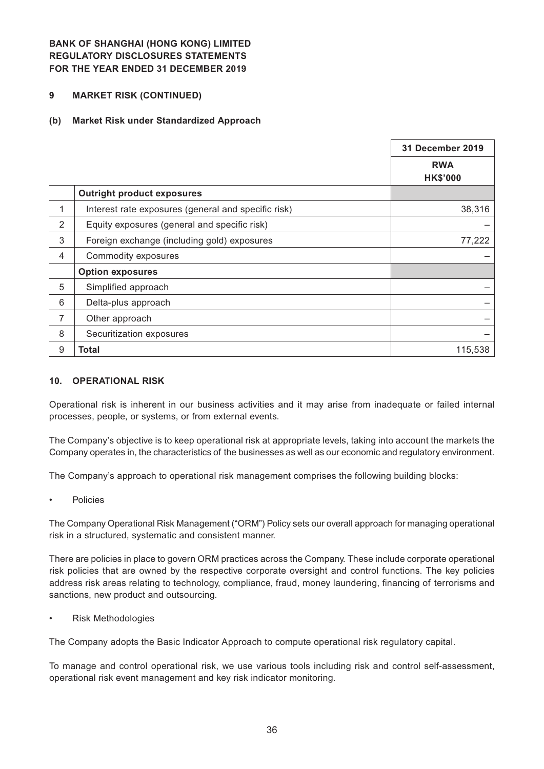**BANK OF SHANGHAI (HONG KONG) LIMITED**
**REGULATORY DISCLOSURES STATEMENTS**
**FOR THE YEAR ENDED 31 DECEMBER 2019**

## 9 MARKET RISK (CONTINUED)

### (b) Market Risk under Standardized Approach

| | | 31 December 2019 |
|---|---|---|
| | | RWA HK$'000 |
| | **Outright product exposures** | |
| 1 | Interest rate exposures (general and specific risk) | 38,316 |
| 2 | Equity exposures (general and specific risk) | – |
| 3 | Foreign exchange (including gold) exposures | 77,222 |
| 4 | Commodity exposures | – |
| | **Option exposures** | |
| 5 | Simplified approach | – |
| 6 | Delta-plus approach | – |
| 7 | Other approach | – |
| 8 | Securitization exposures | – |
| 9 | **Total** | 115,538 |

## 10. OPERATIONAL RISK

Operational risk is inherent in our business activities and it may arise from inadequate or failed internal processes, people, or systems, or from external events.

The Company's objective is to keep operational risk at appropriate levels, taking into account the markets the Company operates in, the characteristics of the businesses as well as our economic and regulatory environment.

The Company's approach to operational risk management comprises the following building blocks:

- Policies

The Company Operational Risk Management ("ORM") Policy sets our overall approach for managing operational risk in a structured, systematic and consistent manner.

There are policies in place to govern ORM practices across the Company. These include corporate operational risk policies that are owned by the respective corporate oversight and control functions. The key policies address risk areas relating to technology, compliance, fraud, money laundering, financing of terrorisms and sanctions, new product and outsourcing.

- Risk Methodologies

The Company adopts the Basic Indicator Approach to compute operational risk regulatory capital.

To manage and control operational risk, we use various tools including risk and control self-assessment, operational risk event management and key risk indicator monitoring.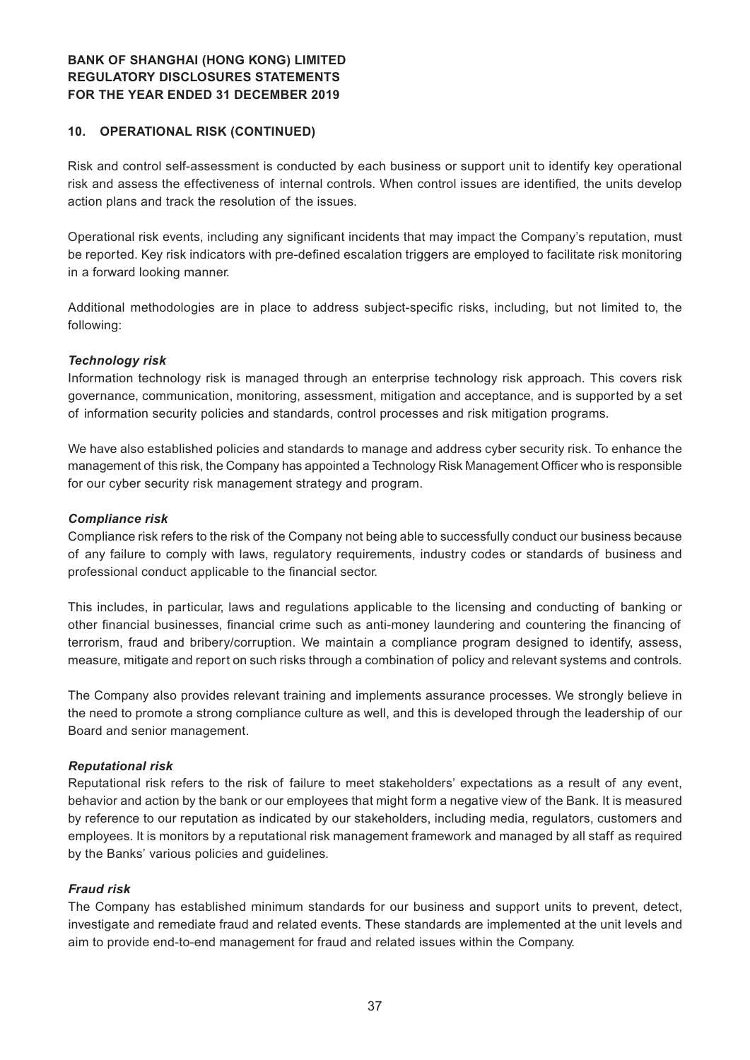## 10. OPERATIONAL RISK (CONTINUED)

Risk and control self-assessment is conducted by each business or support unit to identify key operational risk and assess the effectiveness of internal controls. When control issues are identified, the units develop action plans and track the resolution of the issues.

Operational risk events, including any significant incidents that may impact the Company's reputation, must be reported. Key risk indicators with pre-defined escalation triggers are employed to facilitate risk monitoring in a forward looking manner.

Additional methodologies are in place to address subject-specific risks, including, but not limited to, the following:

***Technology risk***
Information technology risk is managed through an enterprise technology risk approach. This covers risk governance, communication, monitoring, assessment, mitigation and acceptance, and is supported by a set of information security policies and standards, control processes and risk mitigation programs.

We have also established policies and standards to manage and address cyber security risk. To enhance the management of this risk, the Company has appointed a Technology Risk Management Officer who is responsible for our cyber security risk management strategy and program.

***Compliance risk***
Compliance risk refers to the risk of the Company not being able to successfully conduct our business because of any failure to comply with laws, regulatory requirements, industry codes or standards of business and professional conduct applicable to the financial sector.

This includes, in particular, laws and regulations applicable to the licensing and conducting of banking or other financial businesses, financial crime such as anti-money laundering and countering the financing of terrorism, fraud and bribery/corruption. We maintain a compliance program designed to identify, assess, measure, mitigate and report on such risks through a combination of policy and relevant systems and controls.

The Company also provides relevant training and implements assurance processes. We strongly believe in the need to promote a strong compliance culture as well, and this is developed through the leadership of our Board and senior management.

***Reputational risk***
Reputational risk refers to the risk of failure to meet stakeholders' expectations as a result of any event, behavior and action by the bank or our employees that might form a negative view of the Bank. It is measured by reference to our reputation as indicated by our stakeholders, including media, regulators, customers and employees. It is monitors by a reputational risk management framework and managed by all staff as required by the Banks' various policies and guidelines.

***Fraud risk***
The Company has established minimum standards for our business and support units to prevent, detect, investigate and remediate fraud and related events. These standards are implemented at the unit levels and aim to provide end-to-end management for fraud and related issues within the Company.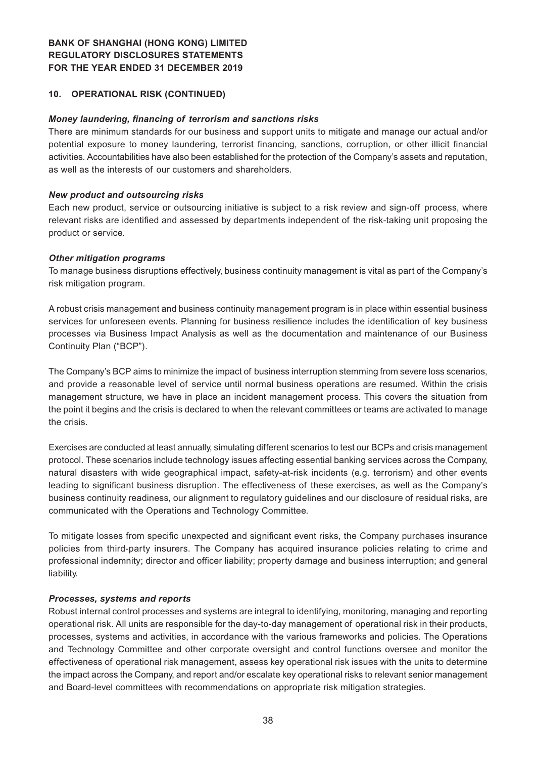## 10. OPERATIONAL RISK (CONTINUED)

### *Money laundering, financing of terrorism and sanctions risks*

There are minimum standards for our business and support units to mitigate and manage our actual and/or potential exposure to money laundering, terrorist financing, sanctions, corruption, or other illicit financial activities. Accountabilities have also been established for the protection of the Company's assets and reputation, as well as the interests of our customers and shareholders.

### *New product and outsourcing risks*

Each new product, service or outsourcing initiative is subject to a risk review and sign-off process, where relevant risks are identified and assessed by departments independent of the risk-taking unit proposing the product or service.

### *Other mitigation programs*

To manage business disruptions effectively, business continuity management is vital as part of the Company's risk mitigation program.

A robust crisis management and business continuity management program is in place within essential business services for unforeseen events. Planning for business resilience includes the identification of key business processes via Business Impact Analysis as well as the documentation and maintenance of our Business Continuity Plan ("BCP").

The Company's BCP aims to minimize the impact of business interruption stemming from severe loss scenarios, and provide a reasonable level of service until normal business operations are resumed. Within the crisis management structure, we have in place an incident management process. This covers the situation from the point it begins and the crisis is declared to when the relevant committees or teams are activated to manage the crisis.

Exercises are conducted at least annually, simulating different scenarios to test our BCPs and crisis management protocol. These scenarios include technology issues affecting essential banking services across the Company, natural disasters with wide geographical impact, safety-at-risk incidents (e.g. terrorism) and other events leading to significant business disruption. The effectiveness of these exercises, as well as the Company's business continuity readiness, our alignment to regulatory guidelines and our disclosure of residual risks, are communicated with the Operations and Technology Committee.

To mitigate losses from specific unexpected and significant event risks, the Company purchases insurance policies from third-party insurers. The Company has acquired insurance policies relating to crime and professional indemnity; director and officer liability; property damage and business interruption; and general liability.

### *Processes, systems and reports*

Robust internal control processes and systems are integral to identifying, monitoring, managing and reporting operational risk. All units are responsible for the day-to-day management of operational risk in their products, processes, systems and activities, in accordance with the various frameworks and policies. The Operations and Technology Committee and other corporate oversight and control functions oversee and monitor the effectiveness of operational risk management, assess key operational risk issues with the units to determine the impact across the Company, and report and/or escalate key operational risks to relevant senior management and Board-level committees with recommendations on appropriate risk mitigation strategies.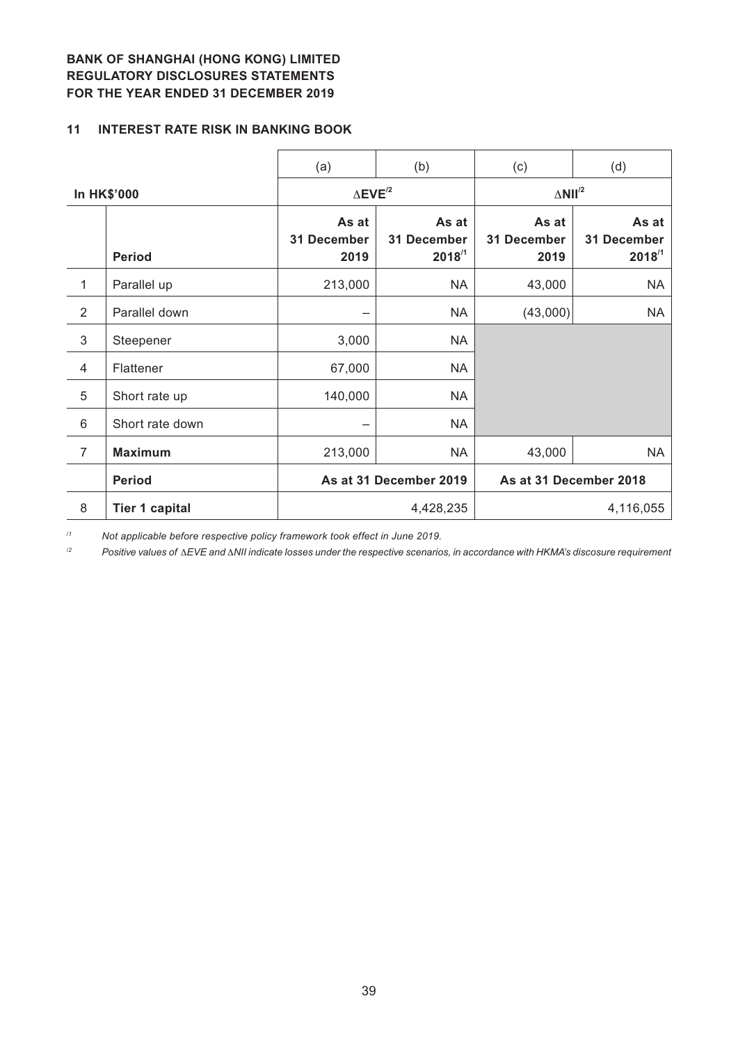**BANK OF SHANGHAI (HONG KONG) LIMITED**
**REGULATORY DISCLOSURES STATEMENTS**
**FOR THE YEAR ENDED 31 DECEMBER 2019**

## 11 INTEREST RATE RISK IN BANKING BOOK

| | | (a) | (b) | (c) | (d) |
|---|---|---|---|---|---|
| **In HK$'000** | | $\Delta$**EVE**[2] | | $\Delta$**NII**[2] | |
| | **Period** | **As at 31 December 2019** | **As at 31 December 2018**[1] | **As at 31 December 2019** | **As at 31 December 2018**[1] |
| 1 | Parallel up | 213,000 | NA | 43,000 | NA |
| 2 | Parallel down | – | NA | (43,000) | NA |
| 3 | Steepener | 3,000 | NA | | |
| 4 | Flattener | 67,000 | NA | | |
| 5 | Short rate up | 140,000 | NA | | |
| 6 | Short rate down | – | NA | | |
| 7 | **Maximum** | 213,000 | NA | 43,000 | NA |
| | **Period** | **As at 31 December 2019** | | **As at 31 December 2018** | |
| 8 | **Tier 1 capital** | 4,428,235 | | 4,116,055 | |

[1] *Not applicable before respective policy framework took effect in June 2019.*

[2] *Positive values of $\Delta$EVE and $\Delta$NII indicate losses under the respective scenarios, in accordance with HKMA's discosure requirement*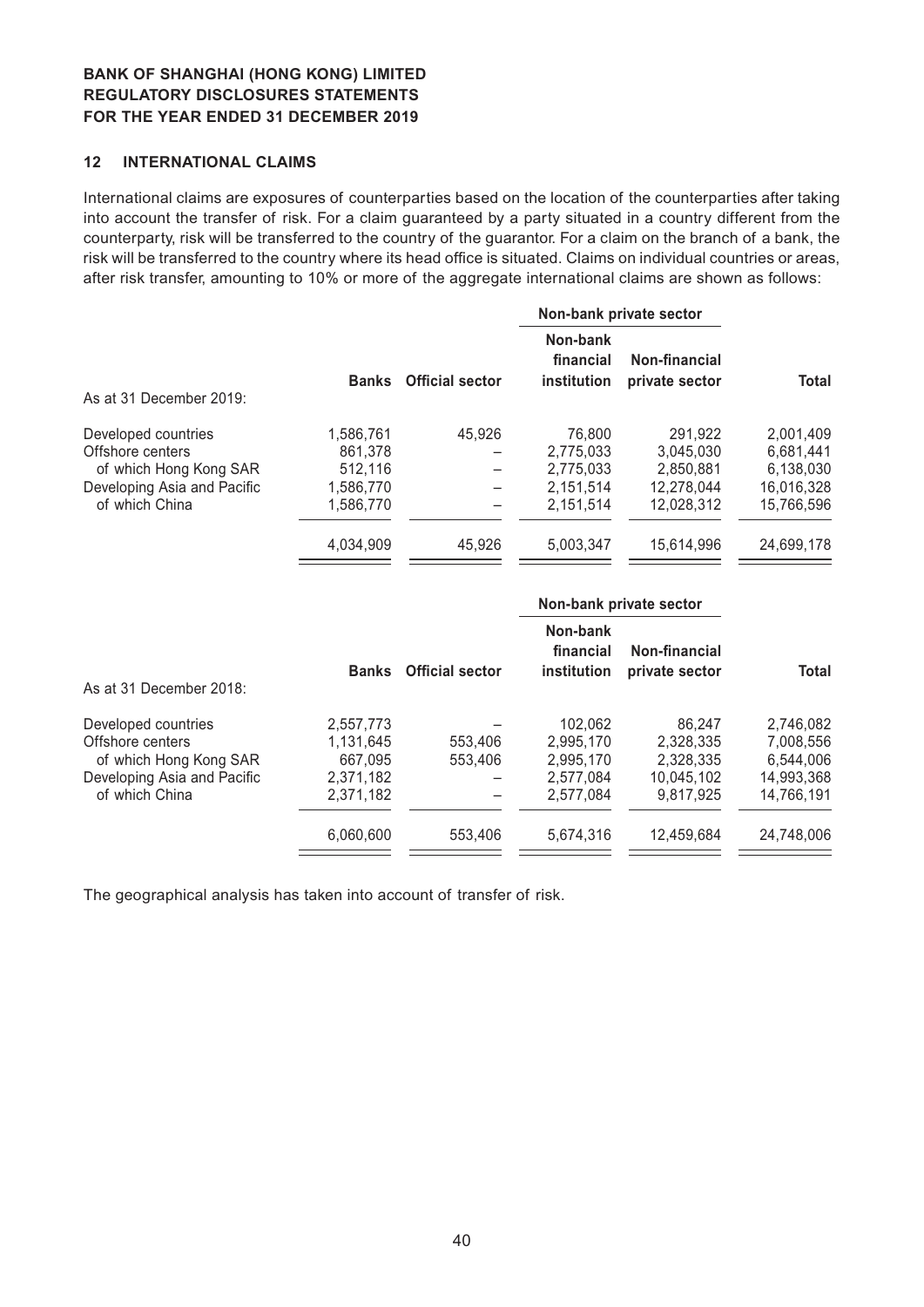**BANK OF SHANGHAI (HONG KONG) LIMITED**
**REGULATORY DISCLOSURES STATEMENTS**
**FOR THE YEAR ENDED 31 DECEMBER 2019**

## 12 INTERNATIONAL CLAIMS

International claims are exposures of counterparties based on the location of the counterparties after taking into account the transfer of risk. For a claim guaranteed by a party situated in a country different from the counterparty, risk will be transferred to the country of the guarantor. For a claim on the branch of a bank, the risk will be transferred to the country where its head office is situated. Claims on individual countries or areas, after risk transfer, amounting to 10% or more of the aggregate international claims are shown as follows:

| | | | Non-bank private sector | | |
|---|---|---|---|---|---|
| As at 31 December 2019: | **Banks** | **Official sector** | **Non-bank financial institution** | **Non-financial private sector** | **Total** |
| Developed countries | 1,586,761 | 45,926 | 76,800 | 291,922 | 2,001,409 |
| Offshore centers | 861,378 | – | 2,775,033 | 3,045,030 | 6,681,441 |
| of which Hong Kong SAR | 512,116 | – | 2,775,033 | 2,850,881 | 6,138,030 |
| Developing Asia and Pacific | 1,586,770 | – | 2,151,514 | 12,278,044 | 16,016,328 |
| of which China | 1,586,770 | – | 2,151,514 | 12,028,312 | 15,766,596 |
| | 4,034,909 | 45,926 | 5,003,347 | 15,614,996 | 24,699,178 |

| | | | Non-bank private sector | | |
|---|---|---|---|---|---|
| As at 31 December 2018: | **Banks** | **Official sector** | **Non-bank financial institution** | **Non-financial private sector** | **Total** |
| Developed countries | 2,557,773 | – | 102,062 | 86,247 | 2,746,082 |
| Offshore centers | 1,131,645 | 553,406 | 2,995,170 | 2,328,335 | 7,008,556 |
| of which Hong Kong SAR | 667,095 | 553,406 | 2,995,170 | 2,328,335 | 6,544,006 |
| Developing Asia and Pacific | 2,371,182 | – | 2,577,084 | 10,045,102 | 14,993,368 |
| of which China | 2,371,182 | – | 2,577,084 | 9,817,925 | 14,766,191 |
| | 6,060,600 | 553,406 | 5,674,316 | 12,459,684 | 24,748,006 |

The geographical analysis has taken into account of transfer of risk.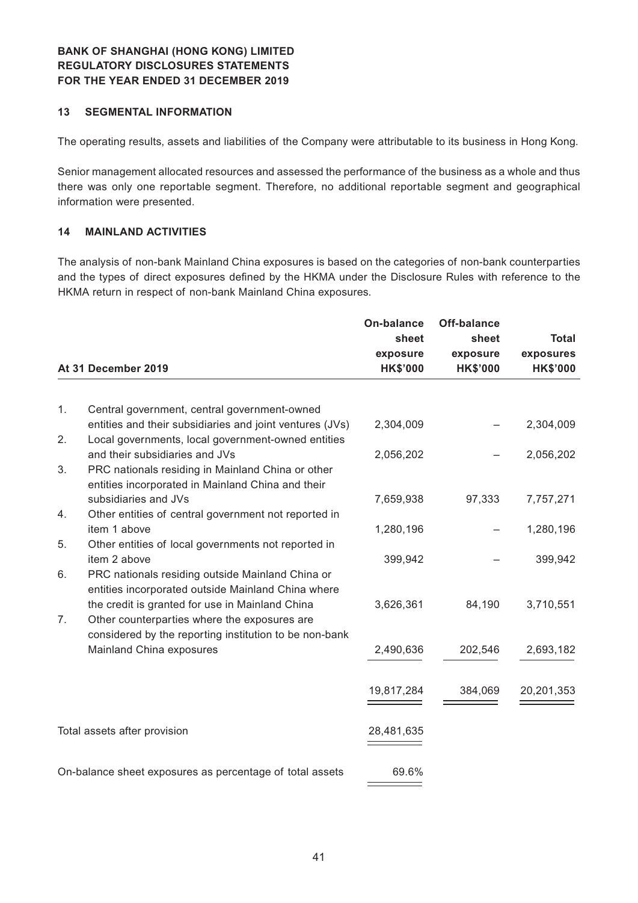**BANK OF SHANGHAI (HONG KONG) LIMITED**
**REGULATORY DISCLOSURES STATEMENTS**
**FOR THE YEAR ENDED 31 DECEMBER 2019**

## 13 SEGMENTAL INFORMATION

The operating results, assets and liabilities of the Company were attributable to its business in Hong Kong.

Senior management allocated resources and assessed the performance of the business as a whole and thus there was only one reportable segment. Therefore, no additional reportable segment and geographical information were presented.

## 14 MAINLAND ACTIVITIES

The analysis of non-bank Mainland China exposures is based on the categories of non-bank counterparties and the types of direct exposures defined by the HKMA under the Disclosure Rules with reference to the HKMA return in respect of non-bank Mainland China exposures.

| At 31 December 2019 | On-balance sheet exposure HK$'000 | Off-balance sheet exposure HK$'000 | Total exposures HK$'000 |
|---|---|---|---|
| 1. Central government, central government-owned entities and their subsidiaries and joint ventures (JVs) | 2,304,009 | – | 2,304,009 |
| 2. Local governments, local government-owned entities and their subsidiaries and JVs | 2,056,202 | – | 2,056,202 |
| 3. PRC nationals residing in Mainland China or other entities incorporated in Mainland China and their subsidiaries and JVs | 7,659,938 | 97,333 | 7,757,271 |
| 4. Other entities of central government not reported in item 1 above | 1,280,196 | – | 1,280,196 |
| 5. Other entities of local governments not reported in item 2 above | 399,942 | – | 399,942 |
| 6. PRC nationals residing outside Mainland China or entities incorporated outside Mainland China where the credit is granted for use in Mainland China | 3,626,361 | 84,190 | 3,710,551 |
| 7. Other counterparties where the exposures are considered by the reporting institution to be non-bank Mainland China exposures | 2,490,636 | 202,546 | 2,693,182 |
| | 19,817,284 | 384,069 | 20,201,353 |
| Total assets after provision | 28,481,635 | | |
| On-balance sheet exposures as percentage of total assets | 69.6% | | |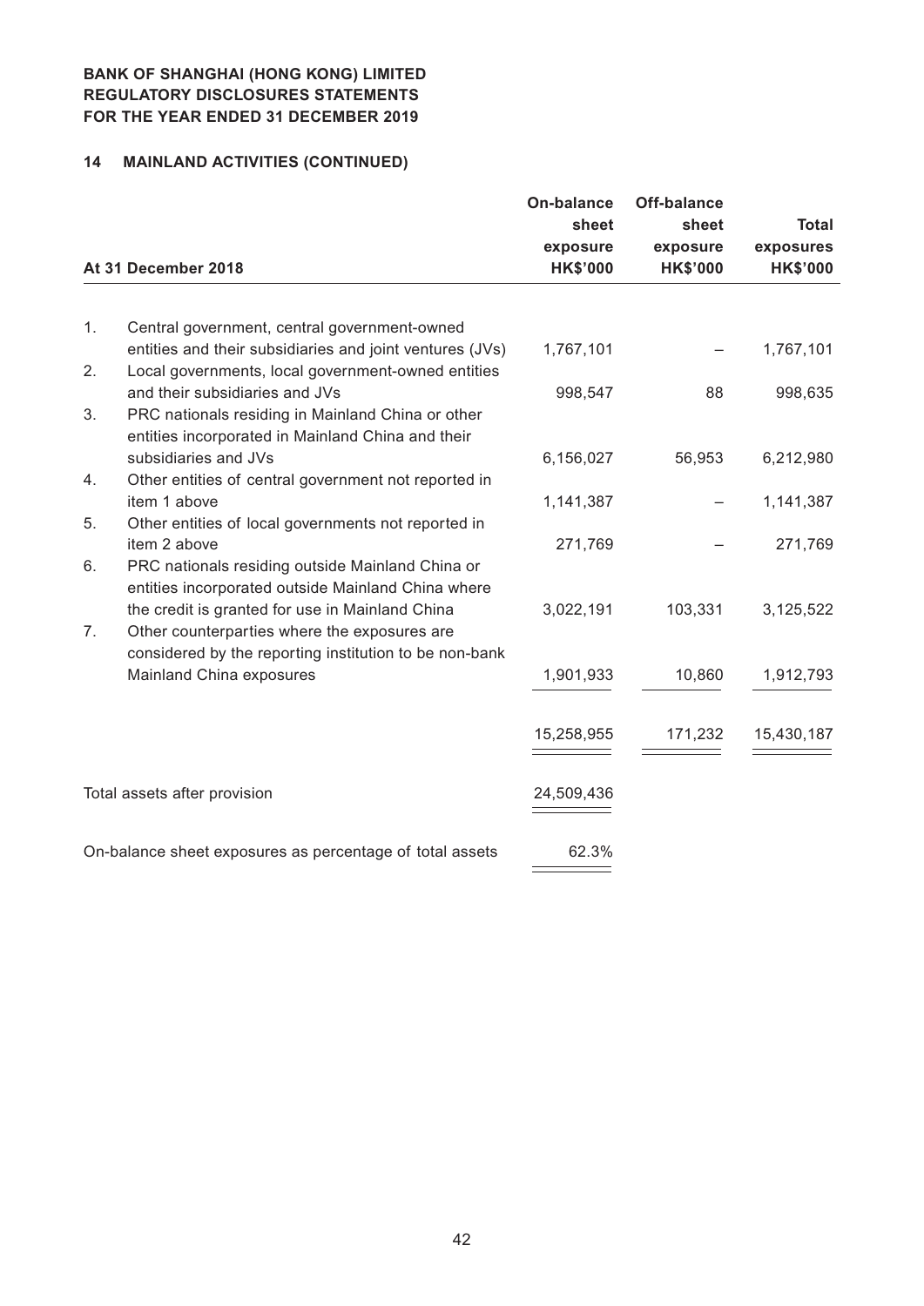**BANK OF SHANGHAI (HONG KONG) LIMITED**
**REGULATORY DISCLOSURES STATEMENTS**
**FOR THE YEAR ENDED 31 DECEMBER 2019**

## 14 MAINLAND ACTIVITIES (CONTINUED)

| At 31 December 2018 | On-balance sheet exposure HK$'000 | Off-balance sheet exposure HK$'000 | Total exposures HK$'000 |
|---|---|---|---|
| 1. Central government, central government-owned entities and their subsidiaries and joint ventures (JVs) | 1,767,101 | – | 1,767,101 |
| 2. Local governments, local government-owned entities and their subsidiaries and JVs | 998,547 | 88 | 998,635 |
| 3. PRC nationals residing in Mainland China or other entities incorporated in Mainland China and their subsidiaries and JVs | 6,156,027 | 56,953 | 6,212,980 |
| 4. Other entities of central government not reported in item 1 above | 1,141,387 | – | 1,141,387 |
| 5. Other entities of local governments not reported in item 2 above | 271,769 | – | 271,769 |
| 6. PRC nationals residing outside Mainland China or entities incorporated outside Mainland China where the credit is granted for use in Mainland China | 3,022,191 | 103,331 | 3,125,522 |
| 7. Other counterparties where the exposures are considered by the reporting institution to be non-bank Mainland China exposures | 1,901,933 | 10,860 | 1,912,793 |
| | 15,258,955 | 171,232 | 15,430,187 |
| Total assets after provision | 24,509,436 | | |
| On-balance sheet exposures as percentage of total assets | 62.3% | | |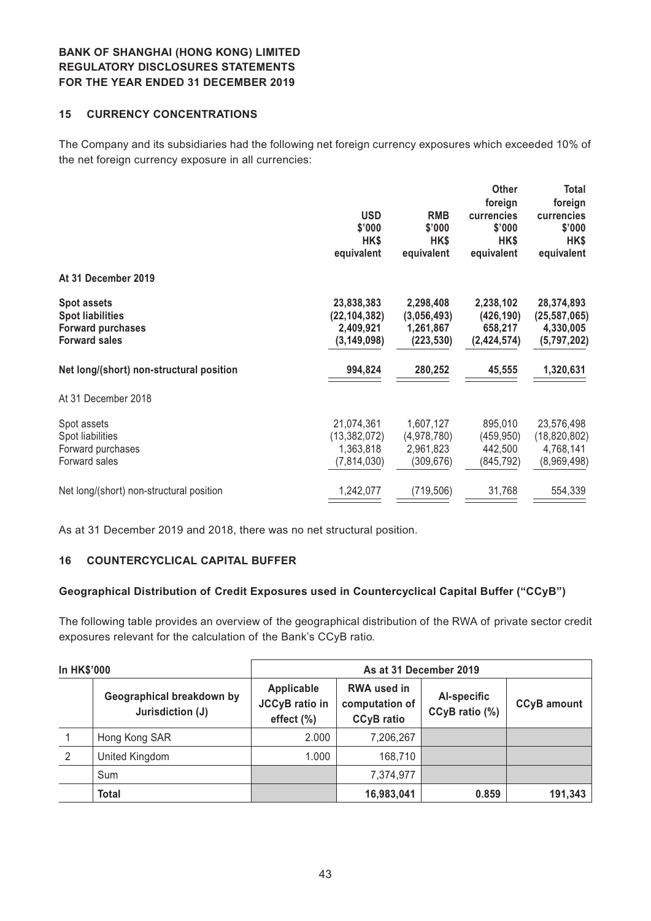**BANK OF SHANGHAI (HONG KONG) LIMITED**
**REGULATORY DISCLOSURES STATEMENTS**
**FOR THE YEAR ENDED 31 DECEMBER 2019**

## 15 CURRENCY CONCENTRATIONS

The Company and its subsidiaries had the following net foreign currency exposures which exceeded 10% of the net foreign currency exposure in all currencies:

| | USD $'000 HK$ equivalent | RMB $'000 HK$ equivalent | Other foreign currencies $'000 HK$ equivalent | Total foreign currencies $'000 HK$ equivalent |
|---|---|---|---|---|
| **At 31 December 2019** | | | | |
| **Spot assets** | **23,838,383** | **2,298,408** | **2,238,102** | **28,374,893** |
| **Spot liabilities** | **(22,104,382)** | **(3,056,493)** | **(426,190)** | **(25,587,065)** |
| **Forward purchases** | **2,409,921** | **1,261,867** | **658,217** | **4,330,005** |
| **Forward sales** | **(3,149,098)** | **(223,530)** | **(2,424,574)** | **(5,797,202)** |
| **Net long/(short) non-structural position** | **994,824** | **280,252** | **45,555** | **1,320,631** |
| At 31 December 2018 | | | | |
| Spot assets | 21,074,361 | 1,607,127 | 895,010 | 23,576,498 |
| Spot liabilities | (13,382,072) | (4,978,780) | (459,950) | (18,820,802) |
| Forward purchases | 1,363,818 | 2,961,823 | 442,500 | 4,768,141 |
| Forward sales | (7,814,030) | (309,676) | (845,792) | (8,969,498) |
| Net long/(short) non-structural position | 1,242,077 | (719,506) | 31,768 | 554,339 |

As at 31 December 2019 and 2018, there was no net structural position.

## 16 COUNTERCYCLICAL CAPITAL BUFFER

### Geographical Distribution of Credit Exposures used in Countercyclical Capital Buffer ("CCyB")

The following table provides an overview of the geographical distribution of the RWA of private sector credit exposures relevant for the calculation of the Bank's CCyB ratio.

| In HK$'000 | | As at 31 December 2019 | | | |
|---|---|---|---|---|---|
| | **Geographical breakdown by Jurisdiction (J)** | **Applicable JCCyB ratio in effect (%)** | **RWA used in computation of CCyB ratio** | **AI-specific CCyB ratio (%)** | **CCyB amount** |
| 1 | Hong Kong SAR | 2.000 | 7,206,267 | | |
| 2 | United Kingdom | 1.000 | 168,710 | | |
| | Sum | | 7,374,977 | | |
| | **Total** | | **16,983,041** | **0.859** | **191,343** |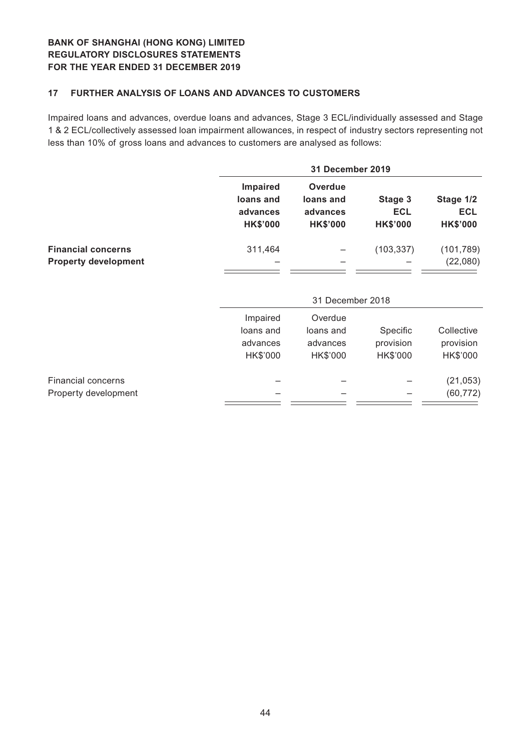**BANK OF SHANGHAI (HONG KONG) LIMITED**
**REGULATORY DISCLOSURES STATEMENTS**
**FOR THE YEAR ENDED 31 DECEMBER 2019**

## 17 FURTHER ANALYSIS OF LOANS AND ADVANCES TO CUSTOMERS

Impaired loans and advances, overdue loans and advances, Stage 3 ECL/individually assessed and Stage 1 & 2 ECL/collectively assessed loan impairment allowances, in respect of industry sectors representing not less than 10% of gross loans and advances to customers are analysed as follows:

| | **31 December 2019** | | | |
|---|---|---|---|---|
| | **Impaired loans and advances HK$'000** | **Overdue loans and advances HK$'000** | **Stage 3 ECL HK$'000** | **Stage 1/2 ECL HK$'000** |
| **Financial concerns** | 311,464 | – | (103,337) | (101,789) |
| **Property development** | – | – | – | (22,080) |

| | 31 December 2018 | | | |
|---|---|---|---|---|
| | Impaired loans and advances HK$'000 | Overdue loans and advances HK$'000 | Specific provision HK$'000 | Collective provision HK$'000 |
| Financial concerns | – | – | – | (21,053) |
| Property development | – | – | – | (60,772) |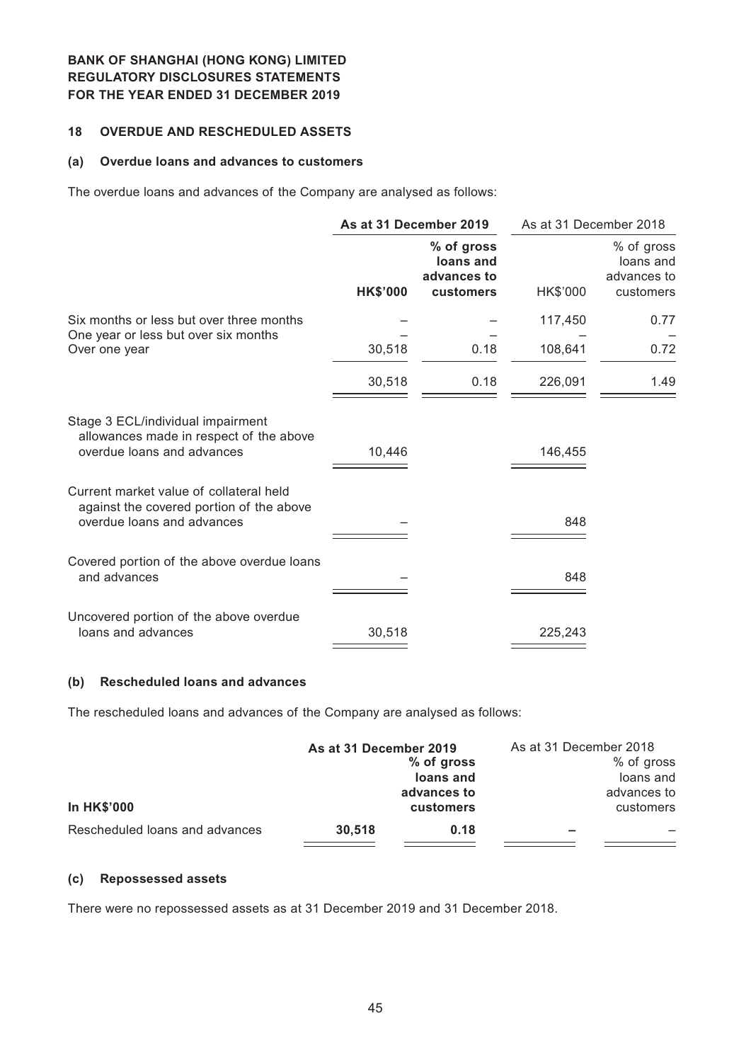**BANK OF SHANGHAI (HONG KONG) LIMITED**
**REGULATORY DISCLOSURES STATEMENTS**
**FOR THE YEAR ENDED 31 DECEMBER 2019**

## 18 OVERDUE AND RESCHEDULED ASSETS

### (a) Overdue loans and advances to customers

The overdue loans and advances of the Company are analysed as follows:

| | **As at 31 December 2019** | | As at 31 December 2018 | |
|---|---|---|---|---|
| | **HK$'000** | **% of gross loans and advances to customers** | HK$'000 | % of gross loans and advances to customers |
| Six months or less but over three months | – | – | 117,450 | 0.77 |
| One year or less but over six months | – | – | – | – |
| Over one year | 30,518 | 0.18 | 108,641 | 0.72 |
| | 30,518 | 0.18 | 226,091 | 1.49 |
| Stage 3 ECL/individual impairment allowances made in respect of the above overdue loans and advances | 10,446 | | 146,455 | |
| Current market value of collateral held against the covered portion of the above overdue loans and advances | – | | 848 | |
| Covered portion of the above overdue loans and advances | – | | 848 | |
| Uncovered portion of the above overdue loans and advances | 30,518 | | 225,243 | |

### (b) Rescheduled loans and advances

The rescheduled loans and advances of the Company are analysed as follows:

| **In HK$'000** | **As at 31 December 2019** | **% of gross loans and advances to customers** | As at 31 December 2018 | % of gross loans and advances to customers |
|---|---|---|---|---|
| Rescheduled loans and advances | **30,518** | **0.18** | **–** | – |

### (c) Repossessed assets

There were no repossessed assets as at 31 December 2019 and 31 December 2018.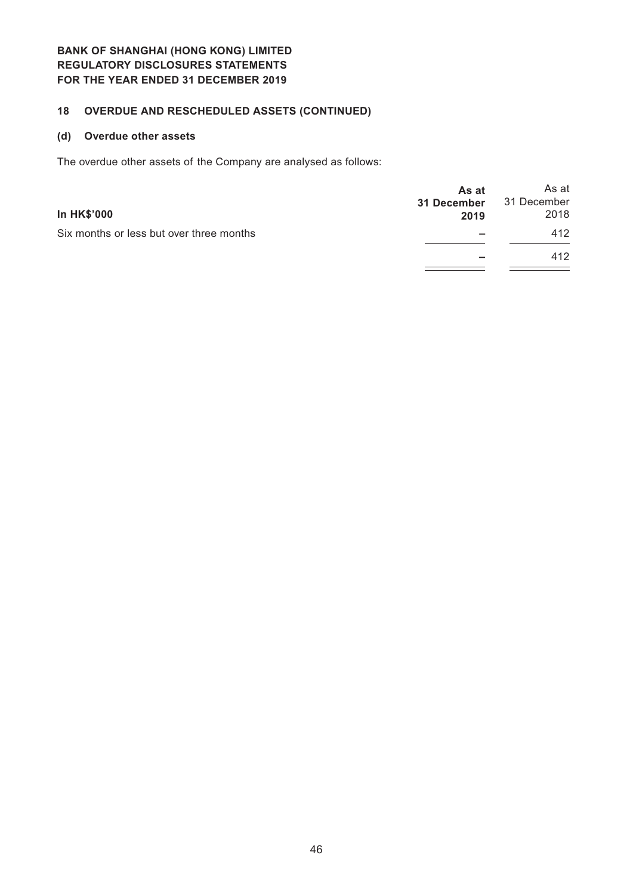**BANK OF SHANGHAI (HONG KONG) LIMITED**
**REGULATORY DISCLOSURES STATEMENTS**
**FOR THE YEAR ENDED 31 DECEMBER 2019**

## 18 OVERDUE AND RESCHEDULED ASSETS (CONTINUED)

### (d) Overdue other assets

The overdue other assets of the Company are analysed as follows:

| In HK$'000 | As at 31 December 2019 | As at 31 December 2018 |
|---|---|---|
| Six months or less but over three months | – | 412 |
| | – | 412 |